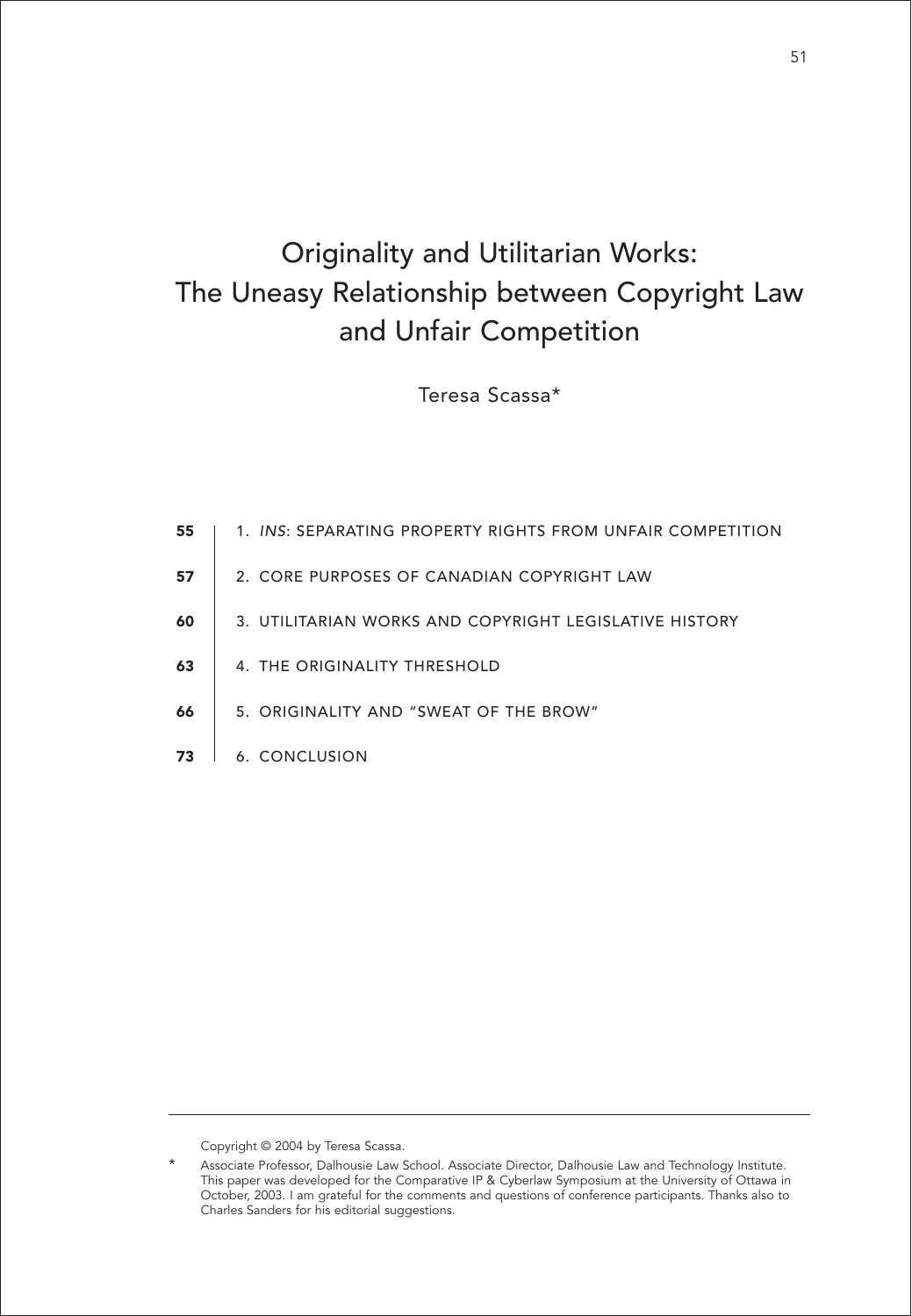# Originality and Utilitarian Works: The Uneasy Relationship between Copyright Law and Unfair Competition

Teresa Scassa*

| | |
|---|---|
| **55** | 1. *INS*: SEPARATING PROPERTY RIGHTS FROM UNFAIR COMPETITION |
| **57** | 2. CORE PURPOSES OF CANADIAN COPYRIGHT LAW |
| **60** | 3. UTILITARIAN WORKS AND COPYRIGHT LEGISLATIVE HISTORY |
| **63** | 4. THE ORIGINALITY THRESHOLD |
| **66** | 5. ORIGINALITY AND "SWEAT OF THE BROW" |
| **73** | 6. CONCLUSION |

---

Copyright © 2004 by Teresa Scassa.

\* Associate Professor, Dalhousie Law School. Associate Director, Dalhousie Law and Technology Institute. This paper was developed for the Comparative IP & Cyberlaw Symposium at the University of Ottawa in October, 2003. I am grateful for the comments and questions of conference participants. Thanks also to Charles Sanders for his editorial suggestions.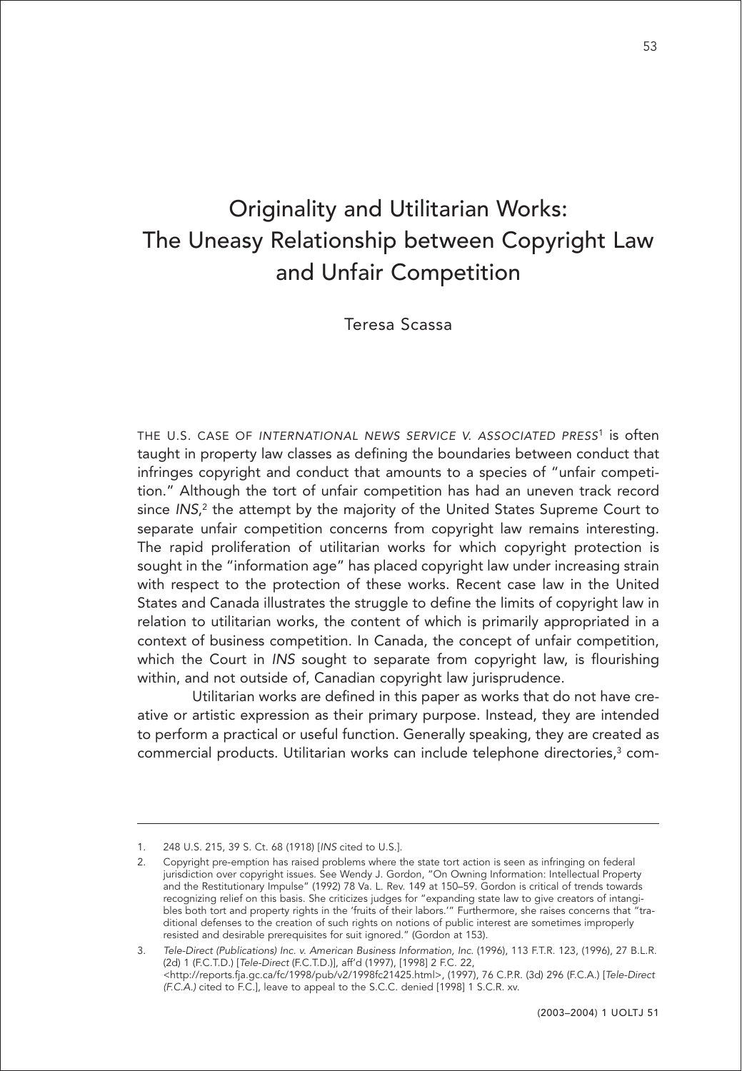# Originality and Utilitarian Works: The Uneasy Relationship between Copyright Law and Unfair Competition

Teresa Scassa

THE U.S. CASE OF *INTERNATIONAL NEWS SERVICE V. ASSOCIATED PRESS*[1] is often taught in property law classes as defining the boundaries between conduct that infringes copyright and conduct that amounts to a species of "unfair competition." Although the tort of unfair competition has had an uneven track record since *INS*,[2] the attempt by the majority of the United States Supreme Court to separate unfair competition concerns from copyright law remains interesting. The rapid proliferation of utilitarian works for which copyright protection is sought in the "information age" has placed copyright law under increasing strain with respect to the protection of these works. Recent case law in the United States and Canada illustrates the struggle to define the limits of copyright law in relation to utilitarian works, the content of which is primarily appropriated in a context of business competition. In Canada, the concept of unfair competition, which the Court in *INS* sought to separate from copyright law, is flourishing within, and not outside of, Canadian copyright law jurisprudence.

Utilitarian works are defined in this paper as works that do not have creative or artistic expression as their primary purpose. Instead, they are intended to perform a practical or useful function. Generally speaking, they are created as commercial products. Utilitarian works can include telephone directories,[3] com-

---

1. 248 U.S. 215, 39 S. Ct. 68 (1918) [*INS* cited to U.S.].
2. Copyright pre-emption has raised problems where the state tort action is seen as infringing on federal jurisdiction over copyright issues. See Wendy J. Gordon, "On Owning Information: Intellectual Property and the Restitutionary Impulse" (1992) 78 Va. L. Rev. 149 at 150–59. Gordon is critical of trends towards recognizing relief on this basis. She criticizes judges for "expanding state law to give creators of intangibles both tort and property rights in the 'fruits of their labors.'" Furthermore, she raises concerns that "traditional defenses to the creation of such rights on notions of public interest are sometimes improperly resisted and desirable prerequisites for suit ignored." (Gordon at 153).
3. *Tele-Direct (Publications) Inc. v. American Business Information, Inc.* (1996), 113 F.T.R. 123, (1996), 27 B.L.R. (2d) 1 (F.C.T.D.) [*Tele-Direct* (F.C.T.D.)], aff'd (1997), [1998] 2 F.C. 22, <http://reports.fja.gc.ca/fc/1998/pub/v2/1998fc21425.html>, (1997), 76 C.P.R. (3d) 296 (F.C.A.) [*Tele-Direct (F.C.A.)* cited to F.C.], leave to appeal to the S.C.C. denied [1998] 1 S.C.R. xv.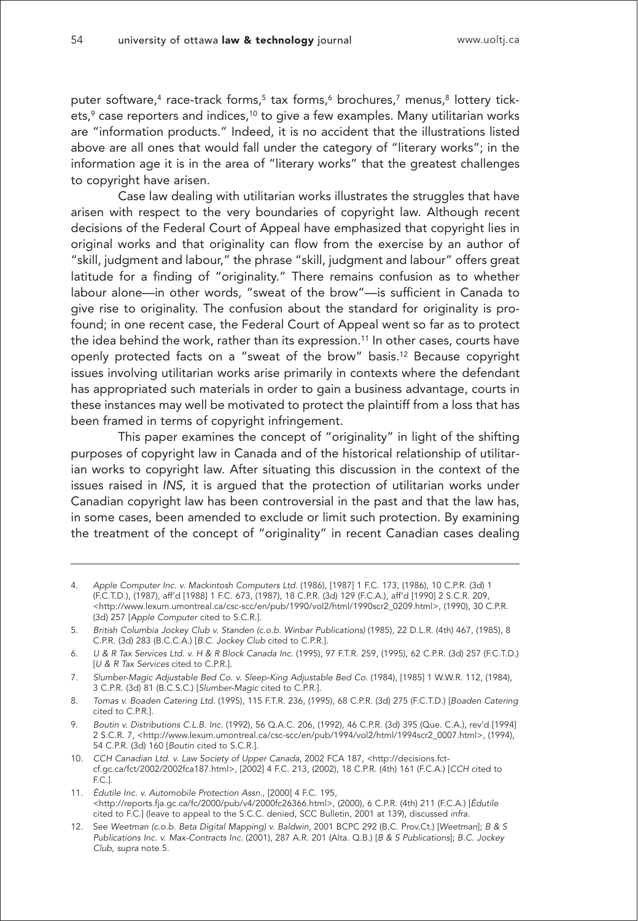puter software,[4] race-track forms,[5] tax forms,[6] brochures,[7] menus,[8] lottery tickets,[9] case reporters and indices,[10] to give a few examples. Many utilitarian works are "information products." Indeed, it is no accident that the illustrations listed above are all ones that would fall under the category of "literary works"; in the information age it is in the area of "literary works" that the greatest challenges to copyright have arisen.

Case law dealing with utilitarian works illustrates the struggles that have arisen with respect to the very boundaries of copyright law. Although recent decisions of the Federal Court of Appeal have emphasized that copyright lies in original works and that originality can flow from the exercise by an author of "skill, judgment and labour," the phrase "skill, judgment and labour" offers great latitude for a finding of "originality." There remains confusion as to whether labour alone—in other words, "sweat of the brow"—is sufficient in Canada to give rise to originality. The confusion about the standard for originality is profound; in one recent case, the Federal Court of Appeal went so far as to protect the idea behind the work, rather than its expression.[11] In other cases, courts have openly protected facts on a "sweat of the brow" basis.[12] Because copyright issues involving utilitarian works arise primarily in contexts where the defendant has appropriated such materials in order to gain a business advantage, courts in these instances may well be motivated to protect the plaintiff from a loss that has been framed in terms of copyright infringement.

This paper examines the concept of "originality" in light of the shifting purposes of copyright law in Canada and of the historical relationship of utilitarian works to copyright law. After situating this discussion in the context of the issues raised in *INS*, it is argued that the protection of utilitarian works under Canadian copyright law has been controversial in the past and that the law has, in some cases, been amended to exclude or limit such protection. By examining the treatment of the concept of "originality" in recent Canadian cases dealing

---

4. *Apple Computer Inc. v. Mackintosh Computers Ltd.* (1986), [1987] 1 F.C. 173, (1986), 10 C.P.R. (3d) 1 (F.C.T.D.), (1987), aff'd [1988] 1 F.C. 673, (1987), 18 C.P.R. (3d) 129 (F.C.A.), aff'd [1990] 2 S.C.R. 209, <http://www.lexum.umontreal.ca/csc-scc/en/pub/1990/vol2/html/1990scr2_0209.html>, (1990), 30 C.P.R. (3d) 257 [*Apple Computer* cited to S.C.R.].

5. *British Columbia Jockey Club v. Standen (c.o.b. Winbar Publications)* (1985), 22 D.L.R. (4th) 467, (1985), 8 C.P.R. (3d) 283 (B.C.C.A.) [*B.C. Jockey Club* cited to C.P.R.].

6. *U & R Tax Services Ltd. v. H & R Block Canada Inc.* (1995), 97 F.T.R. 259, (1995), 62 C.P.R. (3d) 257 (F.C.T.D.) [*U & R Tax Services* cited to C.P.R.].

7. *Slumber-Magic Adjustable Bed Co. v. Sleep-King Adjustable Bed Co.* (1984), [1985] 1 W.W.R. 112, (1984), 3 C.P.R. (3d) 81 (B.C.S.C.) [*Slumber-Magic* cited to C.P.R.].

8. *Tomas v. Boaden Catering Ltd.* (1995), 115 F.T.R. 236, (1995), 68 C.P.R. (3d) 275 (F.C.T.D.) [*Boaden Catering* cited to C.P.R.].

9. *Boutin v. Distributions C.L.B. Inc.* (1992), 56 Q.A.C. 206, (1992), 46 C.P.R. (3d) 395 (Que. C.A.), rev'd [1994] 2 S.C.R. 7, <http://www.lexum.umontreal.ca/csc-scc/en/pub/1994/vol2/html/1994scr2_0007.html>, (1994), 54 C.P.R. (3d) 160 [*Boutin* cited to S.C.R.].

10. *CCH Canadian Ltd. v. Law Society of Upper Canada*, 2002 FCA 187, <http://decisions.fct-cf.gc.ca/fct/2002/2002fca187.html>, [2002] 4 F.C. 213, (2002), 18 C.P.R. (4th) 161 (F.C.A.) [*CCH* cited to F.C.].

11. *Édutile Inc. v. Automobile Protection Assn.*, [2000] 4 F.C. 195, <http://reports.fja.gc.ca/fc/2000/pub/v4/2000fc26366.html>, (2000), 6 C.P.R. (4th) 211 (F.C.A.) [*Édutile* cited to F.C.] (leave to appeal to the S.C.C. denied, SCC Bulletin, 2001 at 139), discussed *infra*.

12. See *Weetman (c.o.b. Beta Digital Mapping) v. Baldwin*, 2001 BCPC 292 (B.C. Prov.Ct.) [*Weetman*]; *B & S Publications Inc. v. Max-Contracts Inc.* (2001), 287 A.R. 201 (Alta. Q.B.) [*B & S Publications*]; *B.C. Jockey Club*, *supra* note 5.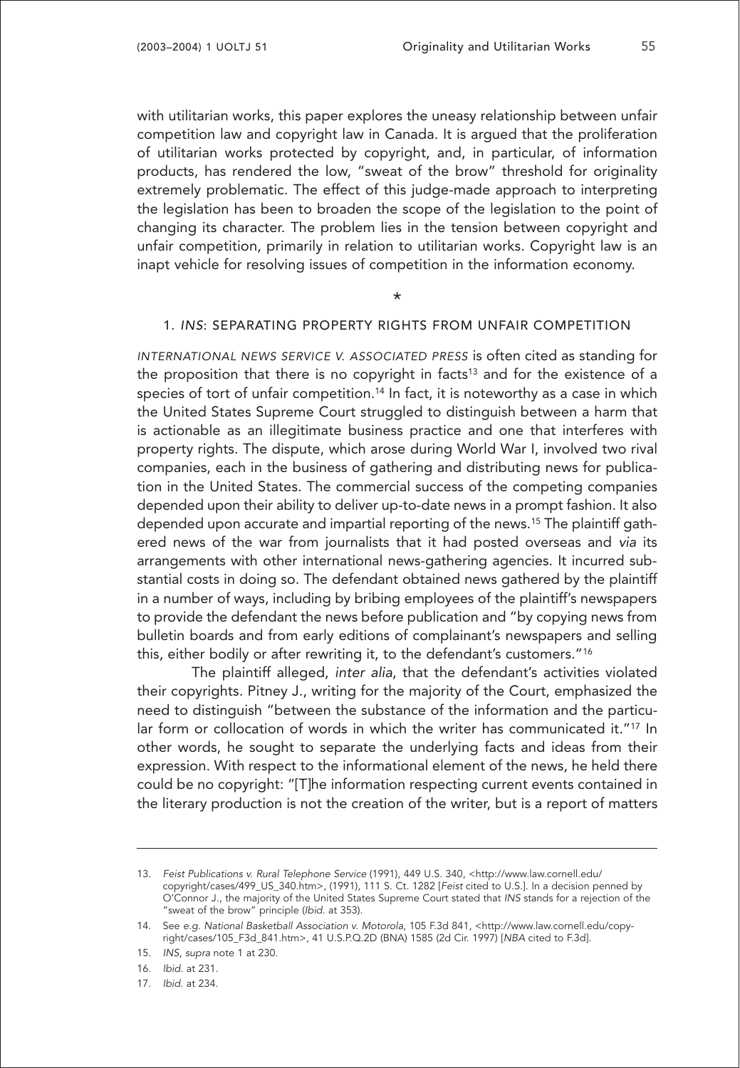with utilitarian works, this paper explores the uneasy relationship between unfair competition law and copyright law in Canada. It is argued that the proliferation of utilitarian works protected by copyright, and, in particular, of information products, has rendered the low, "sweat of the brow" threshold for originality extremely problematic. The effect of this judge-made approach to interpreting the legislation has been to broaden the scope of the legislation to the point of changing its character. The problem lies in the tension between copyright and unfair competition, primarily in relation to utilitarian works. Copyright law is an inapt vehicle for resolving issues of competition in the information economy.

*

## 1. *INS*: SEPARATING PROPERTY RIGHTS FROM UNFAIR COMPETITION

*INTERNATIONAL NEWS SERVICE V. ASSOCIATED PRESS* is often cited as standing for the proposition that there is no copyright in facts[13] and for the existence of a species of tort of unfair competition.[14] In fact, it is noteworthy as a case in which the United States Supreme Court struggled to distinguish between a harm that is actionable as an illegitimate business practice and one that interferes with property rights. The dispute, which arose during World War I, involved two rival companies, each in the business of gathering and distributing news for publication in the United States. The commercial success of the competing companies depended upon their ability to deliver up-to-date news in a prompt fashion. It also depended upon accurate and impartial reporting of the news.[15] The plaintiff gathered news of the war from journalists that it had posted overseas and *via* its arrangements with other international news-gathering agencies. It incurred substantial costs in doing so. The defendant obtained news gathered by the plaintiff in a number of ways, including by bribing employees of the plaintiff's newspapers to provide the defendant the news before publication and "by copying news from bulletin boards and from early editions of complainant's newspapers and selling this, either bodily or after rewriting it, to the defendant's customers."[16]

The plaintiff alleged, *inter alia*, that the defendant's activities violated their copyrights. Pitney J., writing for the majority of the Court, emphasized the need to distinguish "between the substance of the information and the particular form or collocation of words in which the writer has communicated it."[17] In other words, he sought to separate the underlying facts and ideas from their expression. With respect to the informational element of the news, he held there could be no copyright: "[T]he information respecting current events contained in the literary production is not the creation of the writer, but is a report of matters

---

13. *Feist Publications v. Rural Telephone Service* (1991), 449 U.S. 340, <http://www.law.cornell.edu/copyright/cases/499_US_340.htm>, (1991), 111 S. Ct. 1282 [*Feist* cited to U.S.]. In a decision penned by O'Connor J., the majority of the United States Supreme Court stated that *INS* stands for a rejection of the "sweat of the brow" principle (*Ibid.* at 353).
14. See *e.g. National Basketball Association v. Motorola*, 105 F.3d 841, <http://www.law.cornell.edu/copyright/cases/105_F3d_841.htm>, 41 U.S.P.Q.2D (BNA) 1585 (2d Cir. 1997) [*NBA* cited to F.3d].
15. *INS*, *supra* note 1 at 230.
16. *Ibid.* at 231.
17. *Ibid.* at 234.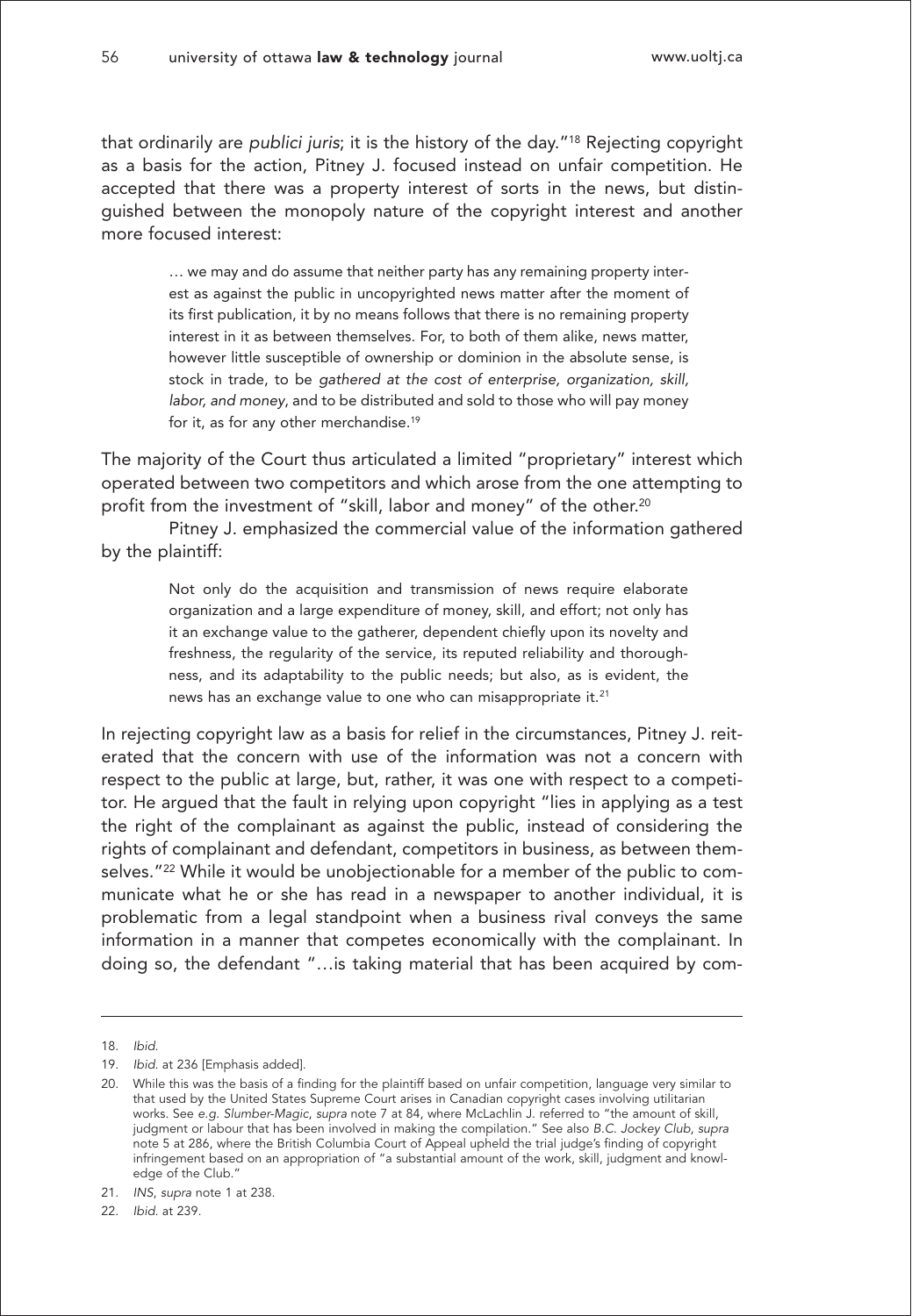that ordinarily are *publici juris*; it is the history of the day."[18] Rejecting copyright as a basis for the action, Pitney J. focused instead on unfair competition. He accepted that there was a property interest of sorts in the news, but distinguished between the monopoly nature of the copyright interest and another more focused interest:

> … we may and do assume that neither party has any remaining property interest as against the public in uncopyrighted news matter after the moment of its first publication, it by no means follows that there is no remaining property interest in it as between themselves. For, to both of them alike, news matter, however little susceptible of ownership or dominion in the absolute sense, is stock in trade, to be *gathered at the cost of enterprise, organization, skill, labor, and money*, and to be distributed and sold to those who will pay money for it, as for any other merchandise.[19]

The majority of the Court thus articulated a limited "proprietary" interest which operated between two competitors and which arose from the one attempting to profit from the investment of "skill, labor and money" of the other.[20]

Pitney J. emphasized the commercial value of the information gathered by the plaintiff:

> Not only do the acquisition and transmission of news require elaborate organization and a large expenditure of money, skill, and effort; not only has it an exchange value to the gatherer, dependent chiefly upon its novelty and freshness, the regularity of the service, its reputed reliability and thoroughness, and its adaptability to the public needs; but also, as is evident, the news has an exchange value to one who can misappropriate it.[21]

In rejecting copyright law as a basis for relief in the circumstances, Pitney J. reiterated that the concern with use of the information was not a concern with respect to the public at large, but, rather, it was one with respect to a competitor. He argued that the fault in relying upon copyright "lies in applying as a test the right of the complainant as against the public, instead of considering the rights of complainant and defendant, competitors in business, as between themselves."[22] While it would be unobjectionable for a member of the public to communicate what he or she has read in a newspaper to another individual, it is problematic from a legal standpoint when a business rival conveys the same information in a manner that competes economically with the complainant. In doing so, the defendant "…is taking material that has been acquired by com-

---

18. *Ibid.*
19. *Ibid.* at 236 [Emphasis added].
20. While this was the basis of a finding for the plaintiff based on unfair competition, language very similar to that used by the United States Supreme Court arises in Canadian copyright cases involving utilitarian works. See *e.g. Slumber-Magic*, *supra* note 7 at 84, where McLachlin J. referred to "the amount of skill, judgment or labour that has been involved in making the compilation." See also *B.C. Jockey Club*, *supra* note 5 at 286, where the British Columbia Court of Appeal upheld the trial judge's finding of copyright infringement based on an appropriation of "a substantial amount of the work, skill, judgment and knowledge of the Club."
21. *INS*, *supra* note 1 at 238.
22. *Ibid.* at 239.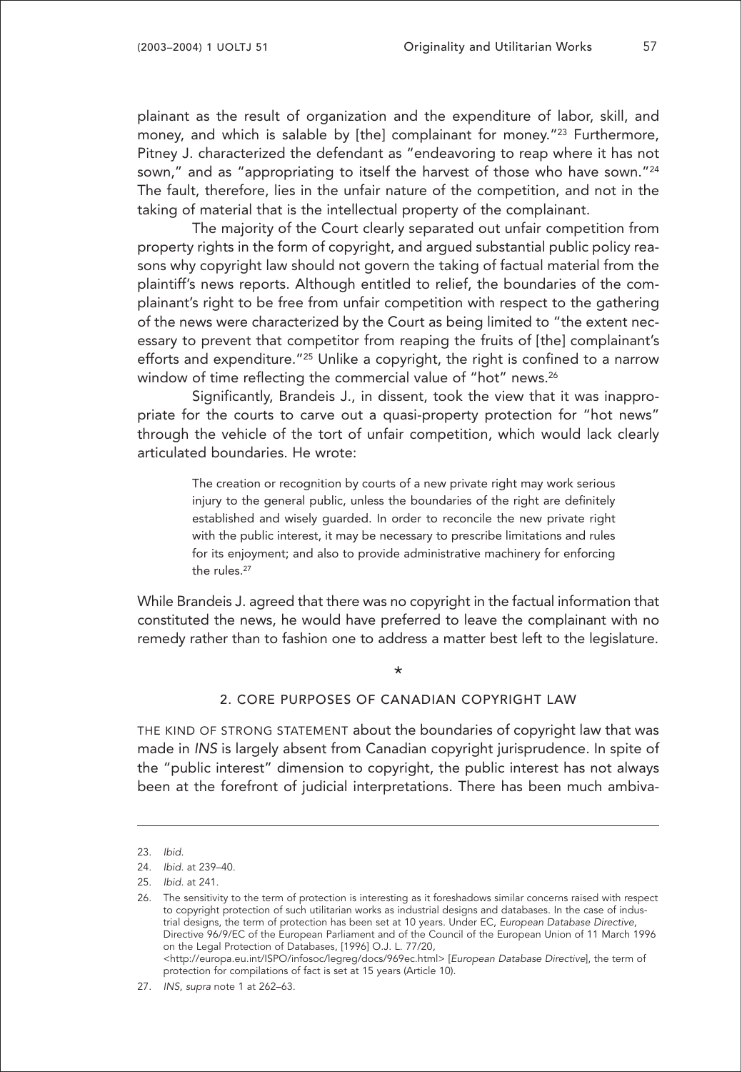plainant as the result of organization and the expenditure of labor, skill, and money, and which is salable by [the] complainant for money."[23] Furthermore, Pitney J. characterized the defendant as "endeavoring to reap where it has not sown," and as "appropriating to itself the harvest of those who have sown."[24] The fault, therefore, lies in the unfair nature of the competition, and not in the taking of material that is the intellectual property of the complainant.

The majority of the Court clearly separated out unfair competition from property rights in the form of copyright, and argued substantial public policy reasons why copyright law should not govern the taking of factual material from the plaintiff's news reports. Although entitled to relief, the boundaries of the complainant's right to be free from unfair competition with respect to the gathering of the news were characterized by the Court as being limited to "the extent necessary to prevent that competitor from reaping the fruits of [the] complainant's efforts and expenditure."[25] Unlike a copyright, the right is confined to a narrow window of time reflecting the commercial value of "hot" news.[26]

Significantly, Brandeis J., in dissent, took the view that it was inappropriate for the courts to carve out a quasi-property protection for "hot news" through the vehicle of the tort of unfair competition, which would lack clearly articulated boundaries. He wrote:

> The creation or recognition by courts of a new private right may work serious injury to the general public, unless the boundaries of the right are definitely established and wisely guarded. In order to reconcile the new private right with the public interest, it may be necessary to prescribe limitations and rules for its enjoyment; and also to provide administrative machinery for enforcing the rules.[27]

While Brandeis J. agreed that there was no copyright in the factual information that constituted the news, he would have preferred to leave the complainant with no remedy rather than to fashion one to address a matter best left to the legislature.

*

## 2. CORE PURPOSES OF CANADIAN COPYRIGHT LAW

THE KIND OF STRONG STATEMENT about the boundaries of copyright law that was made in *INS* is largely absent from Canadian copyright jurisprudence. In spite of the "public interest" dimension to copyright, the public interest has not always been at the forefront of judicial interpretations. There has been much ambiva-

---

23. *Ibid.*

24. *Ibid.* at 239–40.

25. *Ibid.* at 241.

26. The sensitivity to the term of protection is interesting as it foreshadows similar concerns raised with respect to copyright protection of such utilitarian works as industrial designs and databases. In the case of industrial designs, the term of protection has been set at 10 years. Under EC, *European Database Directive*, Directive 96/9/EC of the European Parliament and of the Council of the European Union of 11 March 1996 on the Legal Protection of Databases, [1996] O.J. L. 77/20, <http://europa.eu.int/ISPO/infosoc/legreg/docs/969ec.html> [*European Database Directive*], the term of protection for compilations of fact is set at 15 years (Article 10).

27. *INS*, *supra* note 1 at 262–63.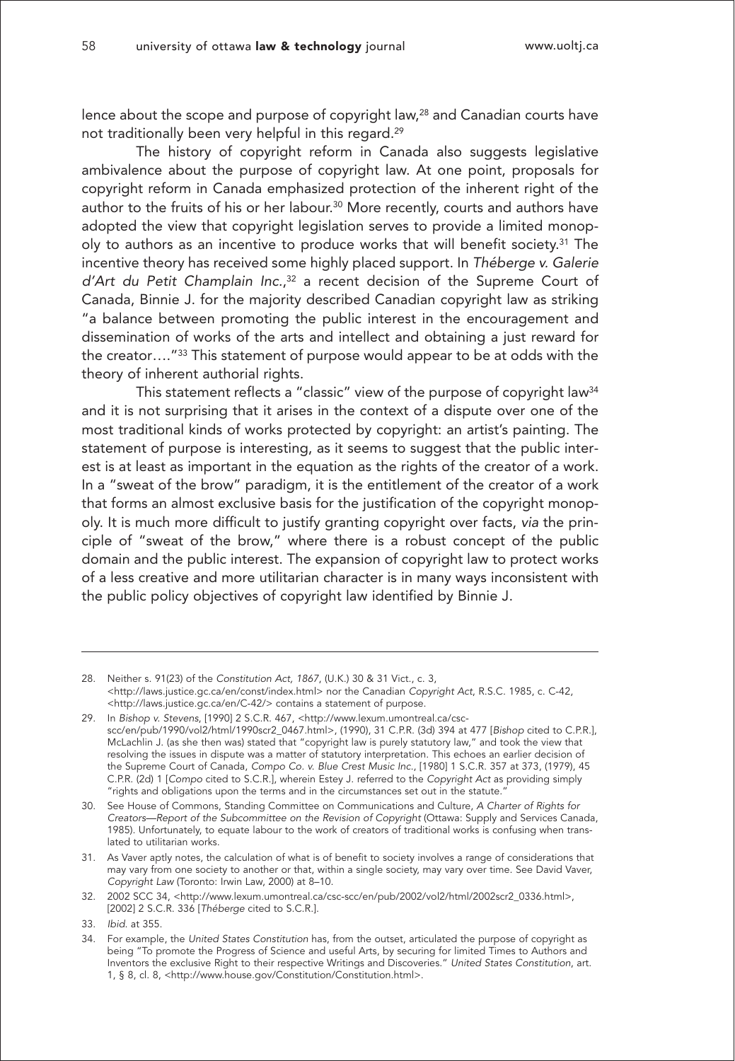lence about the scope and purpose of copyright law,[28] and Canadian courts have not traditionally been very helpful in this regard.[29]

The history of copyright reform in Canada also suggests legislative ambivalence about the purpose of copyright law. At one point, proposals for copyright reform in Canada emphasized protection of the inherent right of the author to the fruits of his or her labour.[30] More recently, courts and authors have adopted the view that copyright legislation serves to provide a limited monopoly to authors as an incentive to produce works that will benefit society.[31] The incentive theory has received some highly placed support. In *Théberge v. Galerie d'Art du Petit Champlain Inc.*,[32] a recent decision of the Supreme Court of Canada, Binnie J. for the majority described Canadian copyright law as striking "a balance between promoting the public interest in the encouragement and dissemination of works of the arts and intellect and obtaining a just reward for the creator…."[33] This statement of purpose would appear to be at odds with the theory of inherent authorial rights.

This statement reflects a "classic" view of the purpose of copyright law[34] and it is not surprising that it arises in the context of a dispute over one of the most traditional kinds of works protected by copyright: an artist's painting. The statement of purpose is interesting, as it seems to suggest that the public interest is at least as important in the equation as the rights of the creator of a work. In a "sweat of the brow" paradigm, it is the entitlement of the creator of a work that forms an almost exclusive basis for the justification of the copyright monopoly. It is much more difficult to justify granting copyright over facts, *via* the principle of "sweat of the brow," where there is a robust concept of the public domain and the public interest. The expansion of copyright law to protect works of a less creative and more utilitarian character is in many ways inconsistent with the public policy objectives of copyright law identified by Binnie J.

---

28. Neither s. 91(23) of the *Constitution Act, 1867*, (U.K.) 30 & 31 Vict., c. 3, <http://laws.justice.gc.ca/en/const/index.html> nor the Canadian *Copyright Act*, R.S.C. 1985, c. C-42, <http://laws.justice.gc.ca/en/C-42/> contains a statement of purpose.

29. In *Bishop v. Stevens*, [1990] 2 S.C.R. 467, <http://www.lexum.umontreal.ca/csc-scc/en/pub/1990/vol2/html/1990scr2_0467.html>, (1990), 31 C.P.R. (3d) 394 at 477 [*Bishop* cited to C.P.R.], McLachlin J. (as she then was) stated that "copyright law is purely statutory law," and took the view that resolving the issues in dispute was a matter of statutory interpretation. This echoes an earlier decision of the Supreme Court of Canada, *Compo Co. v. Blue Crest Music Inc.*, [1980] 1 S.C.R. 357 at 373, (1979), 45 C.P.R. (2d) 1 [*Compo* cited to S.C.R.], wherein Estey J. referred to the *Copyright Act* as providing simply "rights and obligations upon the terms and in the circumstances set out in the statute."

30. See House of Commons, Standing Committee on Communications and Culture, *A Charter of Rights for Creators—Report of the Subcommittee on the Revision of Copyright* (Ottawa: Supply and Services Canada, 1985). Unfortunately, to equate labour to the work of creators of traditional works is confusing when translated to utilitarian works.

31. As Vaver aptly notes, the calculation of what is of benefit to society involves a range of considerations that may vary from one society to another or that, within a single society, may vary over time. See David Vaver, *Copyright Law* (Toronto: Irwin Law, 2000) at 8–10.

32. 2002 SCC 34, <http://www.lexum.umontreal.ca/csc-scc/en/pub/2002/vol2/html/2002scr2_0336.html>, [2002] 2 S.C.R. 336 [*Théberge* cited to S.C.R.].

33. *Ibid.* at 355.

34. For example, the *United States Constitution* has, from the outset, articulated the purpose of copyright as being "To promote the Progress of Science and useful Arts, by securing for limited Times to Authors and Inventors the exclusive Right to their respective Writings and Discoveries." *United States Constitution*, art. 1, § 8, cl. 8, <http://www.house.gov/Constitution/Constitution.html>.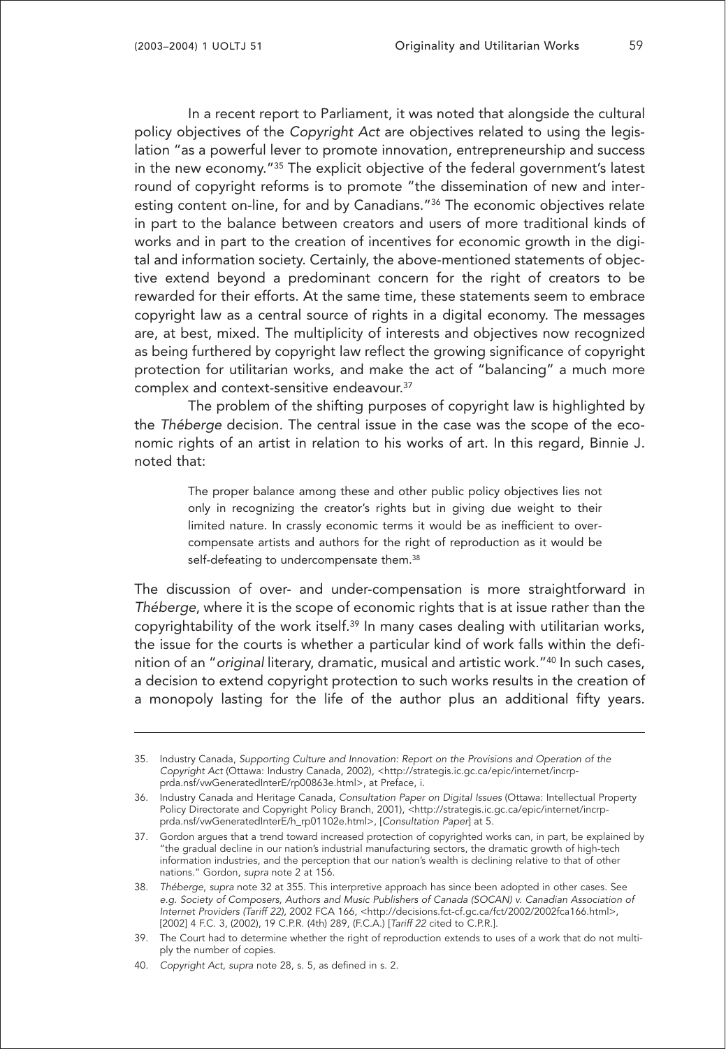In a recent report to Parliament, it was noted that alongside the cultural policy objectives of the *Copyright Act* are objectives related to using the legislation "as a powerful lever to promote innovation, entrepreneurship and success in the new economy."[35] The explicit objective of the federal government's latest round of copyright reforms is to promote "the dissemination of new and interesting content on-line, for and by Canadians."[36] The economic objectives relate in part to the balance between creators and users of more traditional kinds of works and in part to the creation of incentives for economic growth in the digital and information society. Certainly, the above-mentioned statements of objective extend beyond a predominant concern for the right of creators to be rewarded for their efforts. At the same time, these statements seem to embrace copyright law as a central source of rights in a digital economy. The messages are, at best, mixed. The multiplicity of interests and objectives now recognized as being furthered by copyright law reflect the growing significance of copyright protection for utilitarian works, and make the act of "balancing" a much more complex and context-sensitive endeavour.[37]

The problem of the shifting purposes of copyright law is highlighted by the *Théberge* decision. The central issue in the case was the scope of the economic rights of an artist in relation to his works of art. In this regard, Binnie J. noted that:

> The proper balance among these and other public policy objectives lies not only in recognizing the creator's rights but in giving due weight to their limited nature. In crassly economic terms it would be as inefficient to overcompensate artists and authors for the right of reproduction as it would be self-defeating to undercompensate them.[38]

The discussion of over- and under-compensation is more straightforward in *Théberge*, where it is the scope of economic rights that is at issue rather than the copyrightability of the work itself.[39] In many cases dealing with utilitarian works, the issue for the courts is whether a particular kind of work falls within the definition of an "*original* literary, dramatic, musical and artistic work."[40] In such cases, a decision to extend copyright protection to such works results in the creation of a monopoly lasting for the life of the author plus an additional fifty years.

---

35. Industry Canada, *Supporting Culture and Innovation: Report on the Provisions and Operation of the Copyright Act* (Ottawa: Industry Canada, 2002), <http://strategis.ic.gc.ca/epic/internet/incrp-prda.nsf/vwGeneratedInterE/rp00863e.html>, at Preface, i.

36. Industry Canada and Heritage Canada, *Consultation Paper on Digital Issues* (Ottawa: Intellectual Property Policy Directorate and Copyright Policy Branch, 2001), <http://strategis.ic.gc.ca/epic/internet/incrp-prda.nsf/vwGeneratedInterE/h_rp01102e.html>, [*Consultation Paper*] at 5.

37. Gordon argues that a trend toward increased protection of copyrighted works can, in part, be explained by "the gradual decline in our nation's industrial manufacturing sectors, the dramatic growth of high-tech information industries, and the perception that our nation's wealth is declining relative to that of other nations." Gordon, *supra* note 2 at 156.

38. *Théberge*, *supra* note 32 at 355. This interpretive approach has since been adopted in other cases. See *e.g. Society of Composers, Authors and Music Publishers of Canada (SOCAN) v. Canadian Association of Internet Providers (Tariff 22)*, 2002 FCA 166, <http://decisions.fct-cf.gc.ca/fct/2002/2002fca166.html>, [2002] 4 F.C. 3, (2002), 19 C.P.R. (4th) 289, (F.C.A.) [*Tariff 22* cited to C.P.R.].

39. The Court had to determine whether the right of reproduction extends to uses of a work that do not multiply the number of copies.

40. *Copyright Act*, *supra* note 28, s. 5, as defined in s. 2.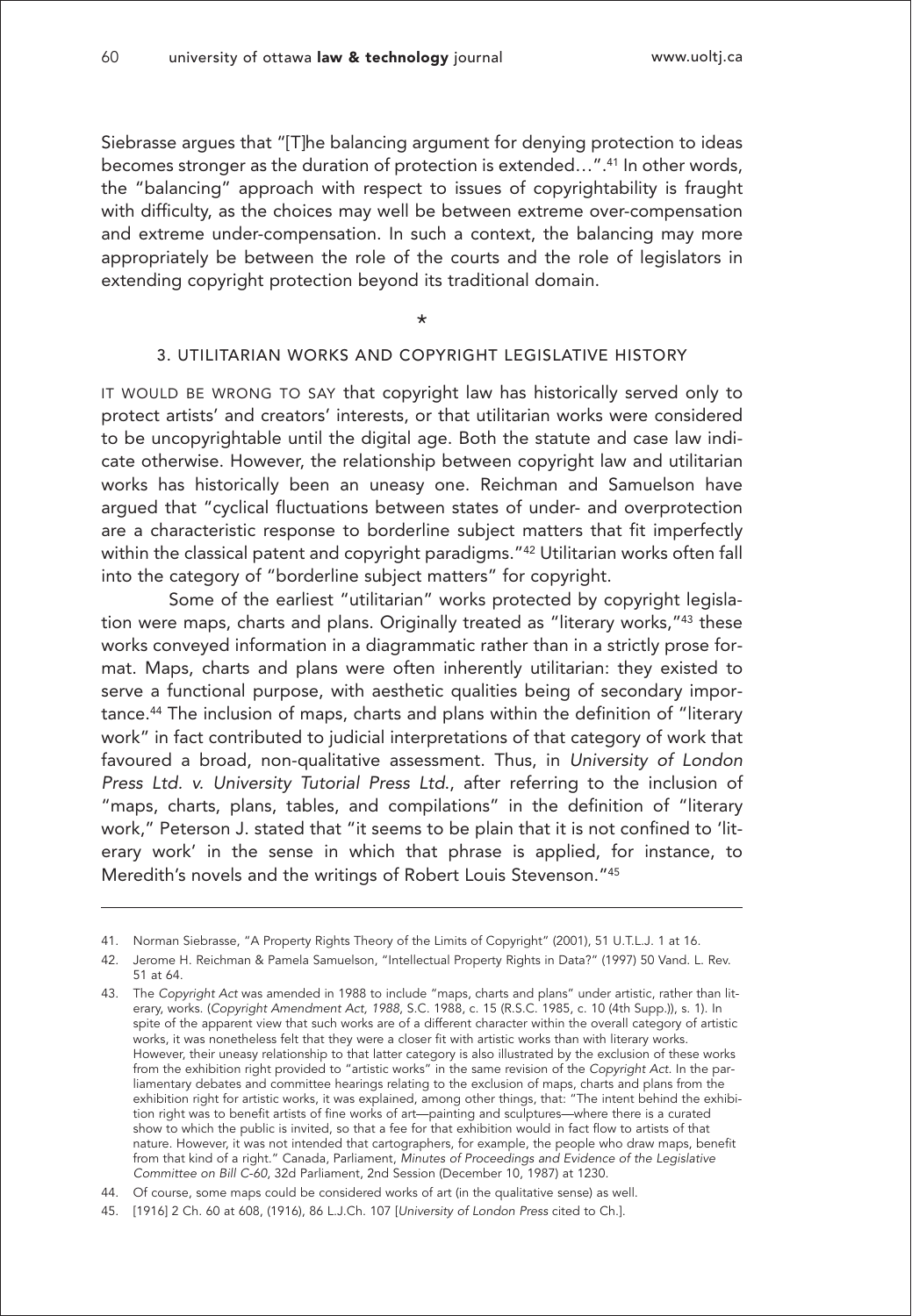Siebrasse argues that "[T]he balancing argument for denying protection to ideas becomes stronger as the duration of protection is extended…".[41] In other words, the "balancing" approach with respect to issues of copyrightability is fraught with difficulty, as the choices may well be between extreme over-compensation and extreme under-compensation. In such a context, the balancing may more appropriately be between the role of the courts and the role of legislators in extending copyright protection beyond its traditional domain.

*

## 3. UTILITARIAN WORKS AND COPYRIGHT LEGISLATIVE HISTORY

IT WOULD BE WRONG TO SAY that copyright law has historically served only to protect artists' and creators' interests, or that utilitarian works were considered to be uncopyrightable until the digital age. Both the statute and case law indicate otherwise. However, the relationship between copyright law and utilitarian works has historically been an uneasy one. Reichman and Samuelson have argued that "cyclical fluctuations between states of under- and overprotection are a characteristic response to borderline subject matters that fit imperfectly within the classical patent and copyright paradigms."[42] Utilitarian works often fall into the category of "borderline subject matters" for copyright.

Some of the earliest "utilitarian" works protected by copyright legislation were maps, charts and plans. Originally treated as "literary works,"[43] these works conveyed information in a diagrammatic rather than in a strictly prose format. Maps, charts and plans were often inherently utilitarian: they existed to serve a functional purpose, with aesthetic qualities being of secondary importance.[44] The inclusion of maps, charts and plans within the definition of "literary work" in fact contributed to judicial interpretations of that category of work that favoured a broad, non-qualitative assessment. Thus, in *University of London Press Ltd. v. University Tutorial Press Ltd.*, after referring to the inclusion of "maps, charts, plans, tables, and compilations" in the definition of "literary work," Peterson J. stated that "it seems to be plain that it is not confined to 'literary work' in the sense in which that phrase is applied, for instance, to Meredith's novels and the writings of Robert Louis Stevenson."[45]

---

41. Norman Siebrasse, "A Property Rights Theory of the Limits of Copyright" (2001), 51 U.T.L.J. 1 at 16.

42. Jerome H. Reichman & Pamela Samuelson, "Intellectual Property Rights in Data?" (1997) 50 Vand. L. Rev. 51 at 64.

43. The *Copyright Act* was amended in 1988 to include "maps, charts and plans" under artistic, rather than literary, works. (*Copyright Amendment Act, 1988*, S.C. 1988, c. 15 (R.S.C. 1985, c. 10 (4th Supp.)), s. 1). In spite of the apparent view that such works are of a different character within the overall category of artistic works, it was nonetheless felt that they were a closer fit with artistic works than with literary works. However, their uneasy relationship to that latter category is also illustrated by the exclusion of these works from the exhibition right provided to "artistic works" in the same revision of the *Copyright Act*. In the parliamentary debates and committee hearings relating to the exclusion of maps, charts and plans from the exhibition right for artistic works, it was explained, among other things, that: "The intent behind the exhibition right was to benefit artists of fine works of art—painting and sculptures—where there is a curated show to which the public is invited, so that a fee for that exhibition would in fact flow to artists of that nature. However, it was not intended that cartographers, for example, the people who draw maps, benefit from that kind of a right." Canada, Parliament, *Minutes of Proceedings and Evidence of the Legislative Committee on Bill C-60*, 32d Parliament, 2nd Session (December 10, 1987) at 1230.

44. Of course, some maps could be considered works of art (in the qualitative sense) as well.

45. [1916] 2 Ch. 60 at 608, (1916), 86 L.J.Ch. 107 [*University of London Press* cited to Ch.].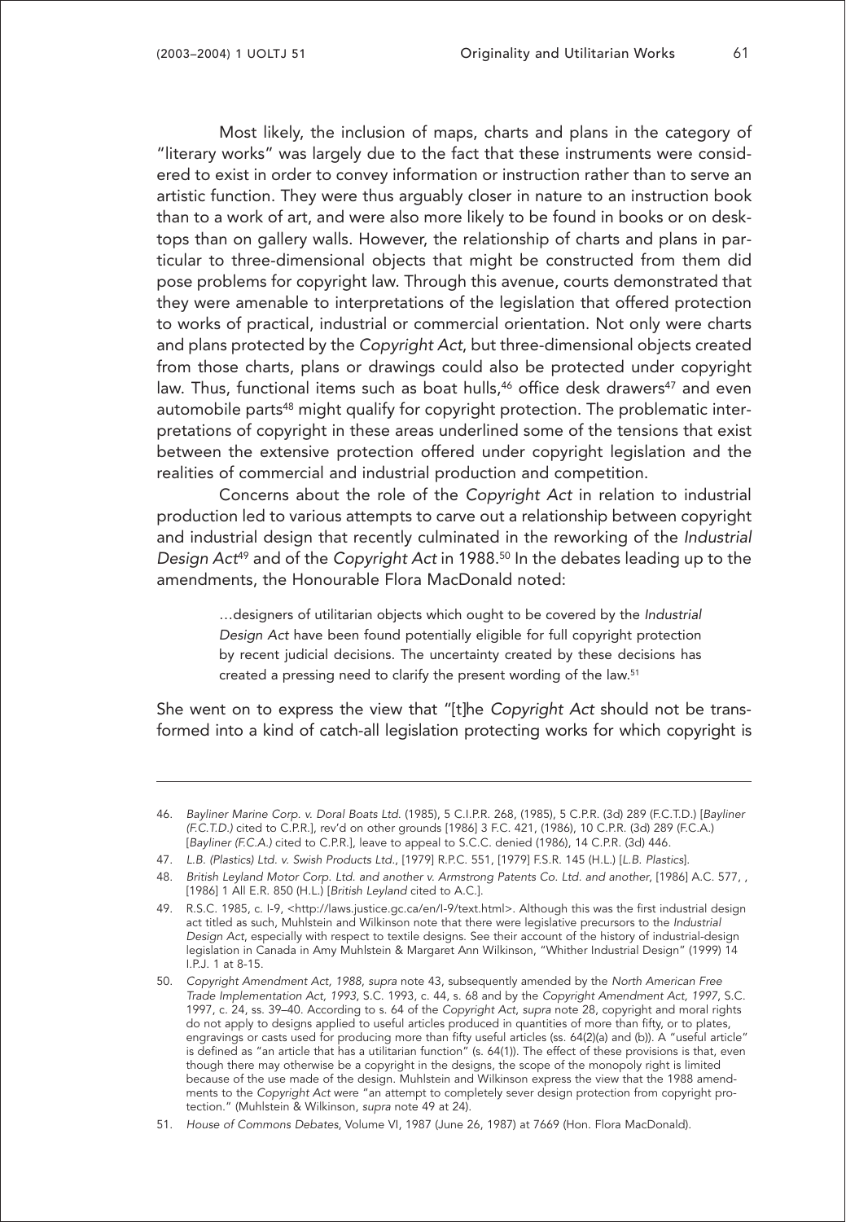Most likely, the inclusion of maps, charts and plans in the category of "literary works" was largely due to the fact that these instruments were considered to exist in order to convey information or instruction rather than to serve an artistic function. They were thus arguably closer in nature to an instruction book than to a work of art, and were also more likely to be found in books or on desktops than on gallery walls. However, the relationship of charts and plans in particular to three-dimensional objects that might be constructed from them did pose problems for copyright law. Through this avenue, courts demonstrated that they were amenable to interpretations of the legislation that offered protection to works of practical, industrial or commercial orientation. Not only were charts and plans protected by the *Copyright Act*, but three-dimensional objects created from those charts, plans or drawings could also be protected under copyright law. Thus, functional items such as boat hulls,[46] office desk drawers[47] and even automobile parts[48] might qualify for copyright protection. The problematic interpretations of copyright in these areas underlined some of the tensions that exist between the extensive protection offered under copyright legislation and the realities of commercial and industrial production and competition.

Concerns about the role of the *Copyright Act* in relation to industrial production led to various attempts to carve out a relationship between copyright and industrial design that recently culminated in the reworking of the *Industrial Design Act*[49] and of the *Copyright Act* in 1988.[50] In the debates leading up to the amendments, the Honourable Flora MacDonald noted:

> …designers of utilitarian objects which ought to be covered by the *Industrial Design Act* have been found potentially eligible for full copyright protection by recent judicial decisions. The uncertainty created by these decisions has created a pressing need to clarify the present wording of the law.[51]

She went on to express the view that "[t]he *Copyright Act* should not be transformed into a kind of catch-all legislation protecting works for which copyright is

---

46. *Bayliner Marine Corp. v. Doral Boats Ltd.* (1985), 5 C.I.P.R. 268, (1985), 5 C.P.R. (3d) 289 (F.C.T.D.) [*Bayliner (F.C.T.D.)* cited to C.P.R.], rev'd on other grounds [1986] 3 F.C. 421, (1986), 10 C.P.R. (3d) 289 (F.C.A.) [*Bayliner (F.C.A.)* cited to C.P.R.], leave to appeal to S.C.C. denied (1986), 14 C.P.R. (3d) 446.

47. *L.B. (Plastics) Ltd. v. Swish Products Ltd.*, [1979] R.P.C. 551, [1979] F.S.R. 145 (H.L.) [*L.B. Plastics*].

48. *British Leyland Motor Corp. Ltd. and another v. Armstrong Patents Co. Ltd. and another*, [1986] A.C. 577, , [1986] 1 All E.R. 850 (H.L.) [*British Leyland* cited to A.C.].

49. R.S.C. 1985, c. I-9, <http://laws.justice.gc.ca/en/I-9/text.html>. Although this was the first industrial design act titled as such, Muhlstein and Wilkinson note that there were legislative precursors to the *Industrial Design Act*, especially with respect to textile designs. See their account of the history of industrial-design legislation in Canada in Amy Muhlstein & Margaret Ann Wilkinson, "Whither Industrial Design" (1999) 14 I.P.J. 1 at 8-15.

50. *Copyright Amendment Act, 1988*, *supra* note 43, subsequently amended by the *North American Free Trade Implementation Act, 1993*, S.C. 1993, c. 44, s. 68 and by the *Copyright Amendment Act, 1997*, S.C. 1997, c. 24, ss. 39–40. According to s. 64 of the *Copyright Act*, *supra* note 28, copyright and moral rights do not apply to designs applied to useful articles produced in quantities of more than fifty, or to plates, engravings or casts used for producing more than fifty useful articles (ss. 64(2)(a) and (b)). A "useful article" is defined as "an article that has a utilitarian function" (s. 64(1)). The effect of these provisions is that, even though there may otherwise be a copyright in the designs, the scope of the monopoly right is limited because of the use made of the design. Muhlstein and Wilkinson express the view that the 1988 amendments to the *Copyright Act* were "an attempt to completely sever design protection from copyright protection." (Muhlstein & Wilkinson, *supra* note 49 at 24).

51. *House of Commons Debates*, Volume VI, 1987 (June 26, 1987) at 7669 (Hon. Flora MacDonald).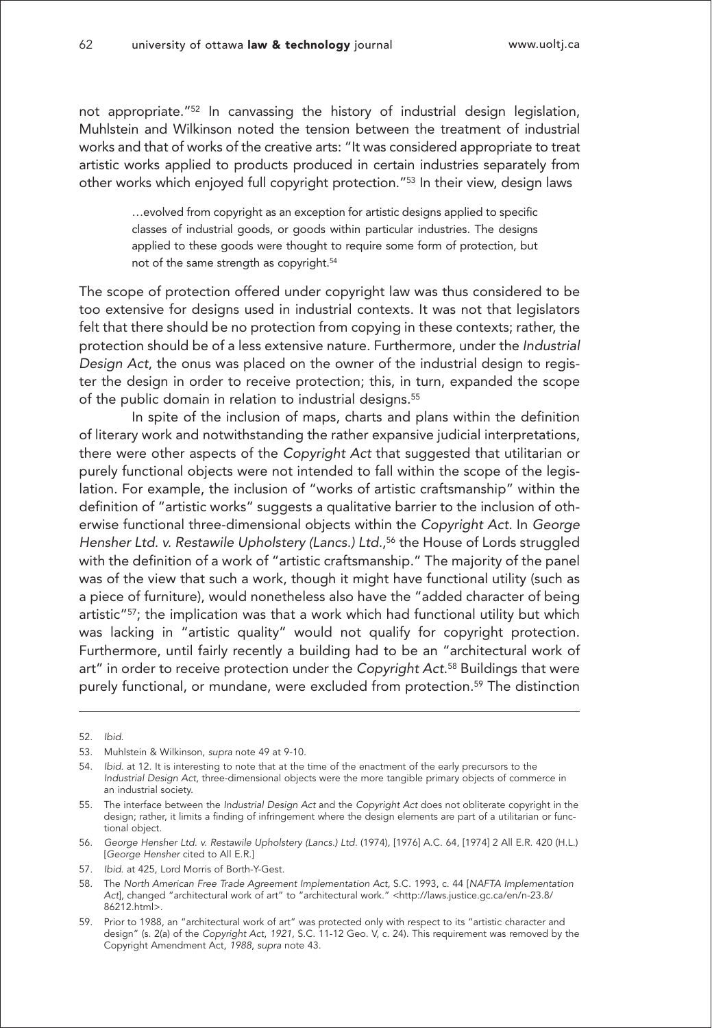not appropriate."[52] In canvassing the history of industrial design legislation, Muhlstein and Wilkinson noted the tension between the treatment of industrial works and that of works of the creative arts: "It was considered appropriate to treat artistic works applied to products produced in certain industries separately from other works which enjoyed full copyright protection."[53] In their view, design laws

> …evolved from copyright as an exception for artistic designs applied to specific classes of industrial goods, or goods within particular industries. The designs applied to these goods were thought to require some form of protection, but not of the same strength as copyright.[54]

The scope of protection offered under copyright law was thus considered to be too extensive for designs used in industrial contexts. It was not that legislators felt that there should be no protection from copying in these contexts; rather, the protection should be of a less extensive nature. Furthermore, under the *Industrial Design Act*, the onus was placed on the owner of the industrial design to register the design in order to receive protection; this, in turn, expanded the scope of the public domain in relation to industrial designs.[55]

In spite of the inclusion of maps, charts and plans within the definition of literary work and notwithstanding the rather expansive judicial interpretations, there were other aspects of the *Copyright Act* that suggested that utilitarian or purely functional objects were not intended to fall within the scope of the legislation. For example, the inclusion of "works of artistic craftsmanship" within the definition of "artistic works" suggests a qualitative barrier to the inclusion of otherwise functional three-dimensional objects within the *Copyright Act.* In *George Hensher Ltd. v. Restawile Upholstery (Lancs.) Ltd.*,[56] the House of Lords struggled with the definition of a work of "artistic craftsmanship." The majority of the panel was of the view that such a work, though it might have functional utility (such as a piece of furniture), would nonetheless also have the "added character of being artistic"[57]; the implication was that a work which had functional utility but which was lacking in "artistic quality" would not qualify for copyright protection. Furthermore, until fairly recently a building had to be an "architectural work of art" in order to receive protection under the *Copyright Act*.[58] Buildings that were purely functional, or mundane, were excluded from protection.[59] The distinction

---

52. *Ibid.*

53. Muhlstein & Wilkinson, *supra* note 49 at 9-10.

54. *Ibid.* at 12. It is interesting to note that at the time of the enactment of the early precursors to the *Industrial Design Act*, three-dimensional objects were the more tangible primary objects of commerce in an industrial society.

55. The interface between the *Industrial Design Act* and the *Copyright Act* does not obliterate copyright in the design; rather, it limits a finding of infringement where the design elements are part of a utilitarian or functional object.

56. *George Hensher Ltd. v. Restawile Upholstery (Lancs.) Ltd.* (1974), [1976] A.C. 64, [1974] 2 All E.R. 420 (H.L.) [*George Hensher* cited to All E.R.]

57. *Ibid.* at 425, Lord Morris of Borth-Y-Gest.

58. The *North American Free Trade Agreement Implementation Act*, S.C. 1993, c. 44 [*NAFTA Implementation Act*], changed "architectural work of art" to "architectural work." <http://laws.justice.gc.ca/en/n-23.8/86212.html>.

59. Prior to 1988, an "architectural work of art" was protected only with respect to its "artistic character and design" (s. 2(a) of the *Copyright Act, 1921*, S.C. 11-12 Geo. V, c. 24). This requirement was removed by the Copyright Amendment Act, *1988*, *supra* note 43.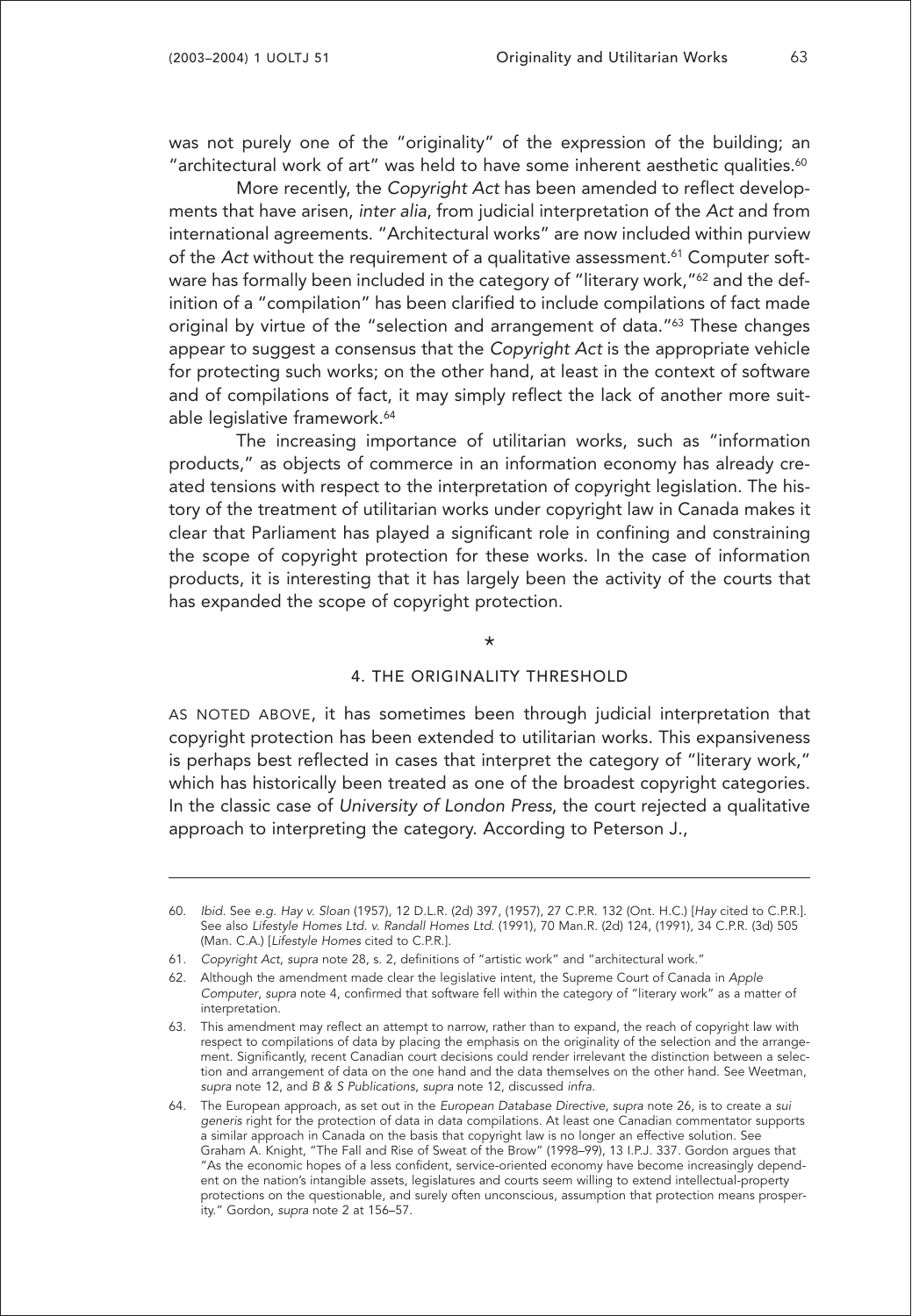was not purely one of the "originality" of the expression of the building; an "architectural work of art" was held to have some inherent aesthetic qualities.[60]

More recently, the *Copyright Act* has been amended to reflect developments that have arisen, *inter alia*, from judicial interpretation of the *Act* and from international agreements. "Architectural works" are now included within purview of the *Act* without the requirement of a qualitative assessment.[61] Computer software has formally been included in the category of "literary work,"[62] and the definition of a "compilation" has been clarified to include compilations of fact made original by virtue of the "selection and arrangement of data."[63] These changes appear to suggest a consensus that the *Copyright Act* is the appropriate vehicle for protecting such works; on the other hand, at least in the context of software and of compilations of fact, it may simply reflect the lack of another more suitable legislative framework.[64]

The increasing importance of utilitarian works, such as "information products," as objects of commerce in an information economy has already created tensions with respect to the interpretation of copyright legislation. The history of the treatment of utilitarian works under copyright law in Canada makes it clear that Parliament has played a significant role in confining and constraining the scope of copyright protection for these works. In the case of information products, it is interesting that it has largely been the activity of the courts that has expanded the scope of copyright protection.

\*

## 4. THE ORIGINALITY THRESHOLD

AS NOTED ABOVE, it has sometimes been through judicial interpretation that copyright protection has been extended to utilitarian works. This expansiveness is perhaps best reflected in cases that interpret the category of "literary work," which has historically been treated as one of the broadest copyright categories. In the classic case of *University of London Press*, the court rejected a qualitative approach to interpreting the category. According to Peterson J.,

---

60. *Ibid*. See *e.g. Hay v. Sloan* (1957), 12 D.L.R. (2d) 397, (1957), 27 C.P.R. 132 (Ont. H.C.) [*Hay* cited to C.P.R.]. See also *Lifestyle Homes Ltd. v. Randall Homes Ltd.* (1991), 70 Man.R. (2d) 124, (1991), 34 C.P.R. (3d) 505 (Man. C.A.) [*Lifestyle Homes* cited to C.P.R.].

61. *Copyright Act*, *supra* note 28, s. 2, definitions of "artistic work" and "architectural work."

62. Although the amendment made clear the legislative intent, the Supreme Court of Canada in *Apple Computer*, *supra* note 4, confirmed that software fell within the category of "literary work" as a matter of interpretation.

63. This amendment may reflect an attempt to narrow, rather than to expand, the reach of copyright law with respect to compilations of data by placing the emphasis on the originality of the selection and the arrangement. Significantly, recent Canadian court decisions could render irrelevant the distinction between a selection and arrangement of data on the one hand and the data themselves on the other hand. See Weetman, *supra* note 12, and *B & S Publications*, *supra* note 12, discussed *infra.*

64. The European approach, as set out in the *European Database Directive*, *supra* note 26, is to create a *sui generis* right for the protection of data in data compilations. At least one Canadian commentator supports a similar approach in Canada on the basis that copyright law is no longer an effective solution. See Graham A. Knight, "The Fall and Rise of Sweat of the Brow" (1998–99), 13 I.P.J. 337. Gordon argues that "As the economic hopes of a less confident, service-oriented economy have become increasingly dependent on the nation's intangible assets, legislatures and courts seem willing to extend intellectual-property protections on the questionable, and surely often unconscious, assumption that protection means prosperity." Gordon, *supra* note 2 at 156–57.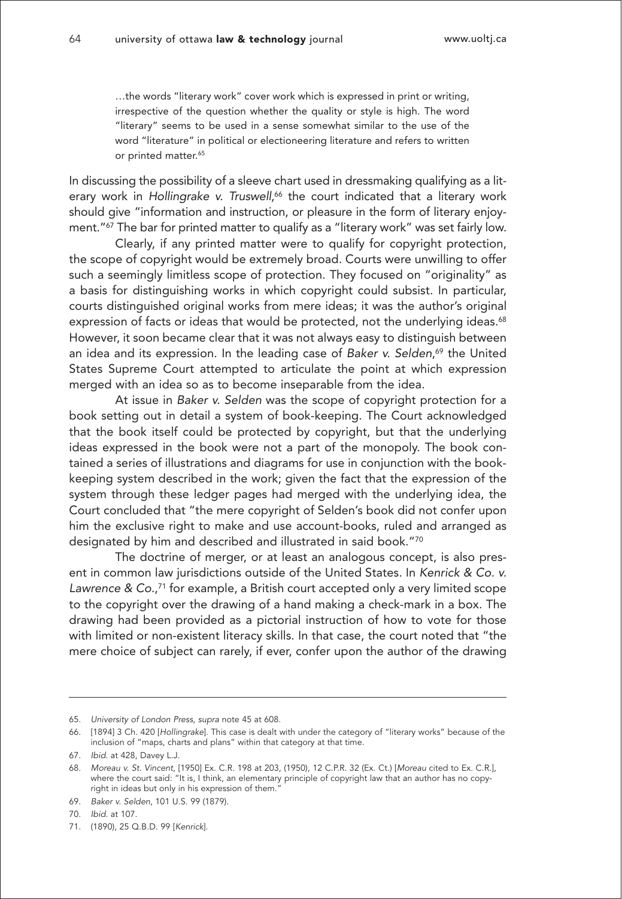> …the words "literary work" cover work which is expressed in print or writing, irrespective of the question whether the quality or style is high. The word "literary" seems to be used in a sense somewhat similar to the use of the word "literature" in political or electioneering literature and refers to written or printed matter.[65]

In discussing the possibility of a sleeve chart used in dressmaking qualifying as a literary work in *Hollingrake v. Truswell*,[66] the court indicated that a literary work should give "information and instruction, or pleasure in the form of literary enjoyment."[67] The bar for printed matter to qualify as a "literary work" was set fairly low.

Clearly, if any printed matter were to qualify for copyright protection, the scope of copyright would be extremely broad. Courts were unwilling to offer such a seemingly limitless scope of protection. They focused on "originality" as a basis for distinguishing works in which copyright could subsist. In particular, courts distinguished original works from mere ideas; it was the author's original expression of facts or ideas that would be protected, not the underlying ideas.[68] However, it soon became clear that it was not always easy to distinguish between an idea and its expression. In the leading case of *Baker v. Selden*,[69] the United States Supreme Court attempted to articulate the point at which expression merged with an idea so as to become inseparable from the idea.

At issue in *Baker v. Selden* was the scope of copyright protection for a book setting out in detail a system of book-keeping. The Court acknowledged that the book itself could be protected by copyright, but that the underlying ideas expressed in the book were not a part of the monopoly. The book contained a series of illustrations and diagrams for use in conjunction with the book-keeping system described in the work; given the fact that the expression of the system through these ledger pages had merged with the underlying idea, the Court concluded that "the mere copyright of Selden's book did not confer upon him the exclusive right to make and use account-books, ruled and arranged as designated by him and described and illustrated in said book."[70]

The doctrine of merger, or at least an analogous concept, is also present in common law jurisdictions outside of the United States. In *Kenrick & Co. v. Lawrence & Co.*,[71] for example, a British court accepted only a very limited scope to the copyright over the drawing of a hand making a check-mark in a box. The drawing had been provided as a pictorial instruction of how to vote for those with limited or non-existent literacy skills. In that case, the court noted that "the mere choice of subject can rarely, if ever, confer upon the author of the drawing

---

65. *University of London Press*, *supra* note 45 at 608.

66. [1894] 3 Ch. 420 [*Hollingrake*]. This case is dealt with under the category of "literary works" because of the inclusion of "maps, charts and plans" within that category at that time.

67. *Ibid.* at 428, Davey L.J.

68. *Moreau v. St. Vincent*, [1950] Ex. C.R. 198 at 203, (1950), 12 C.P.R. 32 (Ex. Ct.) [*Moreau* cited to Ex. C.R.], where the court said: "It is, I think, an elementary principle of copyright law that an author has no copyright in ideas but only in his expression of them."

69. *Baker v. Selden*, 101 U.S. 99 (1879).

70. *Ibid.* at 107.

71. (1890), 25 Q.B.D. 99 [*Kenrick*].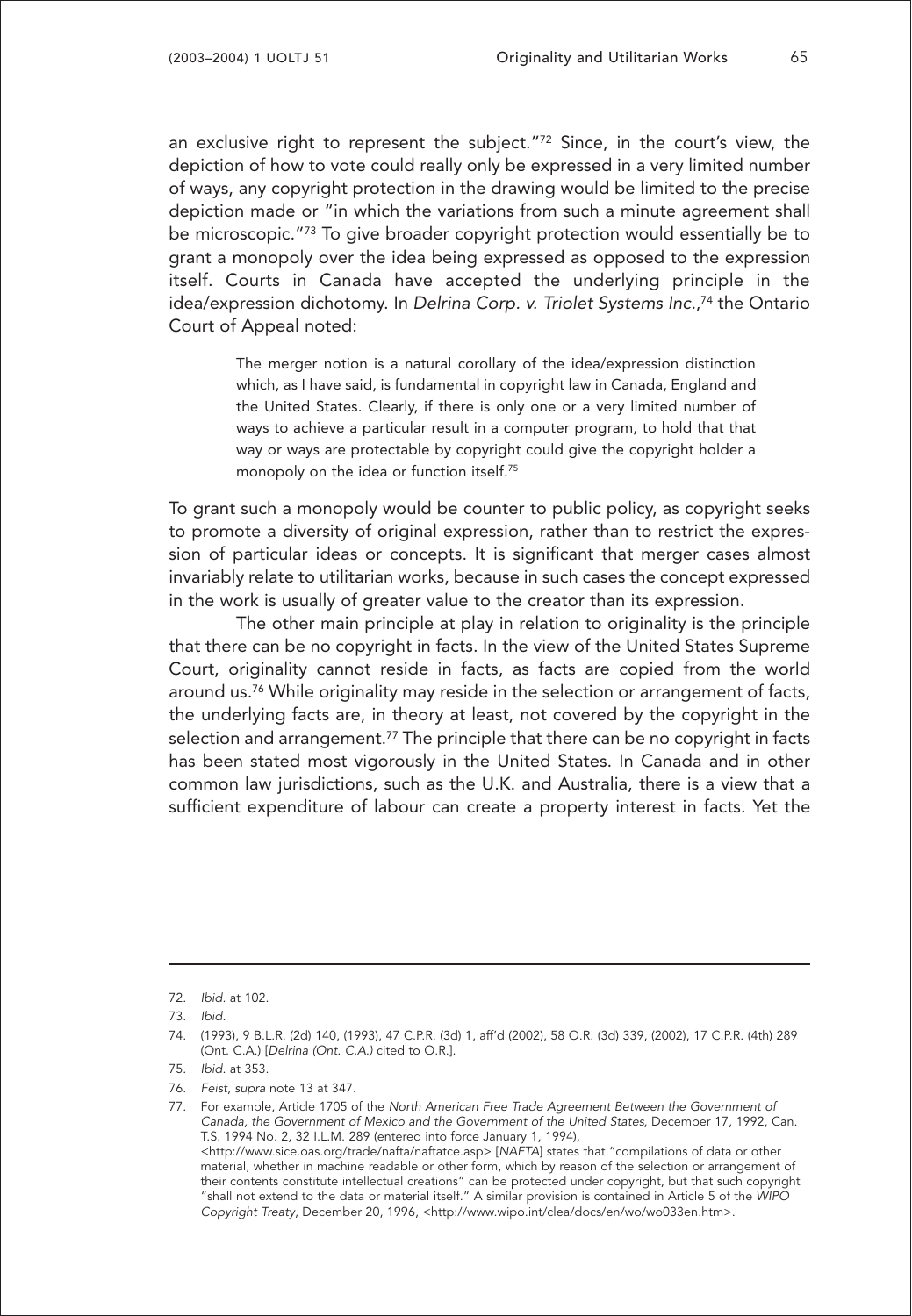an exclusive right to represent the subject."[72] Since, in the court's view, the depiction of how to vote could really only be expressed in a very limited number of ways, any copyright protection in the drawing would be limited to the precise depiction made or "in which the variations from such a minute agreement shall be microscopic."[73] To give broader copyright protection would essentially be to grant a monopoly over the idea being expressed as opposed to the expression itself. Courts in Canada have accepted the underlying principle in the idea/expression dichotomy. In *Delrina Corp. v. Triolet Systems Inc.*,[74] the Ontario Court of Appeal noted:

> The merger notion is a natural corollary of the idea/expression distinction which, as I have said, is fundamental in copyright law in Canada, England and the United States. Clearly, if there is only one or a very limited number of ways to achieve a particular result in a computer program, to hold that that way or ways are protectable by copyright could give the copyright holder a monopoly on the idea or function itself.[75]

To grant such a monopoly would be counter to public policy, as copyright seeks to promote a diversity of original expression, rather than to restrict the expression of particular ideas or concepts. It is significant that merger cases almost invariably relate to utilitarian works, because in such cases the concept expressed in the work is usually of greater value to the creator than its expression.

The other main principle at play in relation to originality is the principle that there can be no copyright in facts. In the view of the United States Supreme Court, originality cannot reside in facts, as facts are copied from the world around us.[76] While originality may reside in the selection or arrangement of facts, the underlying facts are, in theory at least, not covered by the copyright in the selection and arrangement.[77] The principle that there can be no copyright in facts has been stated most vigorously in the United States. In Canada and in other common law jurisdictions, such as the U.K. and Australia, there is a view that a sufficient expenditure of labour can create a property interest in facts. Yet the

---

72. *Ibid.* at 102.

73. *Ibid.*

74. (1993), 9 B.L.R. (2d) 140, (1993), 47 C.P.R. (3d) 1, aff'd (2002), 58 O.R. (3d) 339, (2002), 17 C.P.R. (4th) 289 (Ont. C.A.) [*Delrina (Ont. C.A.)* cited to O.R.].

75. *Ibid.* at 353.

76. *Feist*, *supra* note 13 at 347.

77. For example, Article 1705 of the *North American Free Trade Agreement Between the Government of Canada, the Government of Mexico and the Government of the United States*, December 17, 1992, Can. T.S. 1994 No. 2, 32 I.L.M. 289 (entered into force January 1, 1994), <http://www.sice.oas.org/trade/nafta/naftatce.asp> [*NAFTA*] states that "compilations of data or other material, whether in machine readable or other form, which by reason of the selection or arrangement of their contents constitute intellectual creations" can be protected under copyright, but that such copyright "shall not extend to the data or material itself." A similar provision is contained in Article 5 of the *WIPO Copyright Treaty*, December 20, 1996, <http://www.wipo.int/clea/docs/en/wo/wo033en.htm>.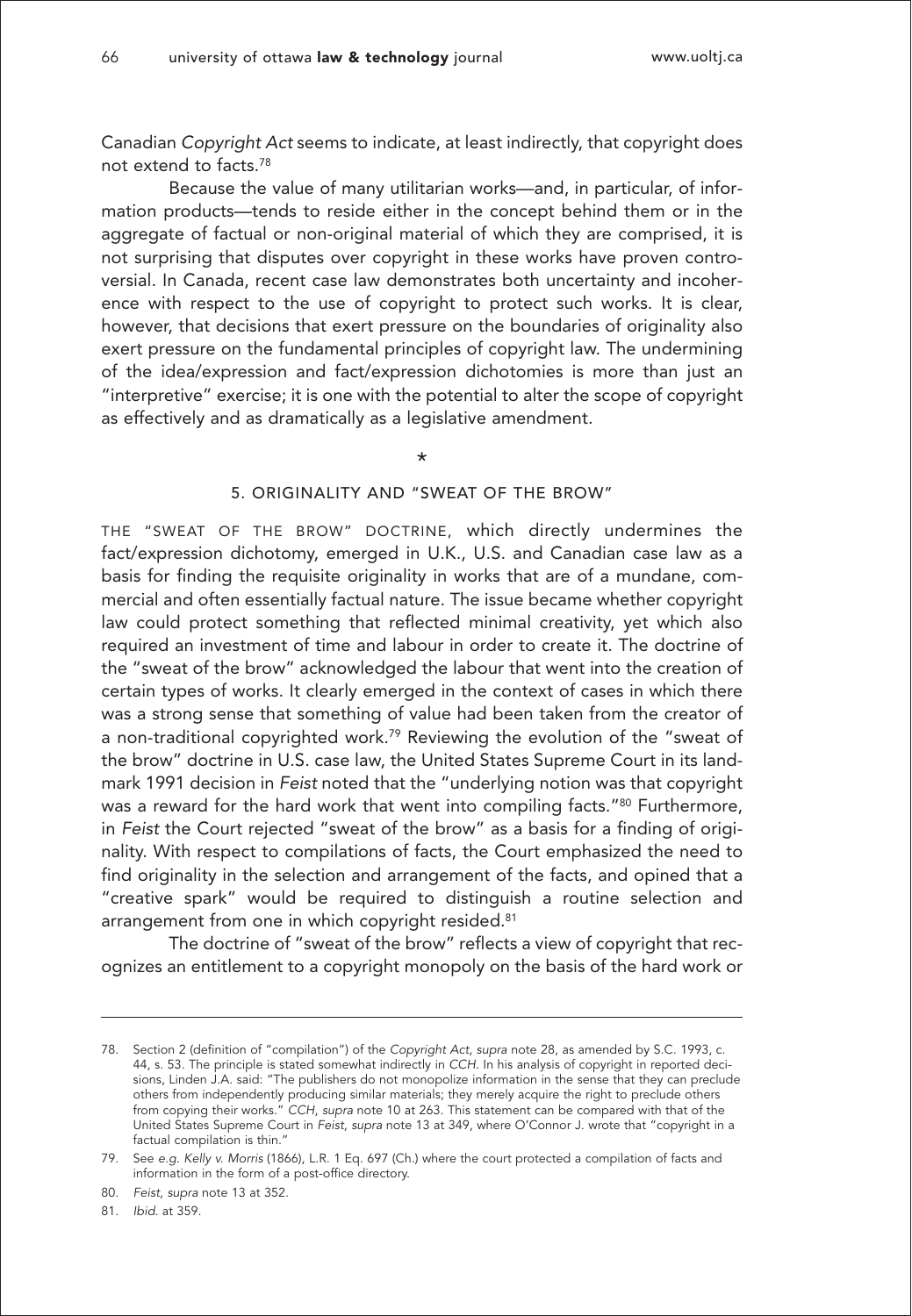Canadian *Copyright Act* seems to indicate, at least indirectly, that copyright does not extend to facts.[78]

Because the value of many utilitarian works—and, in particular, of information products—tends to reside either in the concept behind them or in the aggregate of factual or non-original material of which they are comprised, it is not surprising that disputes over copyright in these works have proven controversial. In Canada, recent case law demonstrates both uncertainty and incoherence with respect to the use of copyright to protect such works. It is clear, however, that decisions that exert pressure on the boundaries of originality also exert pressure on the fundamental principles of copyright law. The undermining of the idea/expression and fact/expression dichotomies is more than just an "interpretive" exercise; it is one with the potential to alter the scope of copyright as effectively and as dramatically as a legislative amendment.

\*

## 5. ORIGINALITY AND "SWEAT OF THE BROW"

THE "SWEAT OF THE BROW" DOCTRINE, which directly undermines the fact/expression dichotomy, emerged in U.K., U.S. and Canadian case law as a basis for finding the requisite originality in works that are of a mundane, commercial and often essentially factual nature. The issue became whether copyright law could protect something that reflected minimal creativity, yet which also required an investment of time and labour in order to create it. The doctrine of the "sweat of the brow" acknowledged the labour that went into the creation of certain types of works. It clearly emerged in the context of cases in which there was a strong sense that something of value had been taken from the creator of a non-traditional copyrighted work.[79] Reviewing the evolution of the "sweat of the brow" doctrine in U.S. case law, the United States Supreme Court in its landmark 1991 decision in *Feist* noted that the "underlying notion was that copyright was a reward for the hard work that went into compiling facts."[80] Furthermore, in *Feist* the Court rejected "sweat of the brow" as a basis for a finding of originality. With respect to compilations of facts, the Court emphasized the need to find originality in the selection and arrangement of the facts, and opined that a "creative spark" would be required to distinguish a routine selection and arrangement from one in which copyright resided.[81]

The doctrine of "sweat of the brow" reflects a view of copyright that recognizes an entitlement to a copyright monopoly on the basis of the hard work or

---

78. Section 2 (definition of "compilation") of the *Copyright Act*, *supra* note 28, as amended by S.C. 1993, c. 44, s. 53. The principle is stated somewhat indirectly in *CCH*. In his analysis of copyright in reported decisions, Linden J.A. said: "The publishers do not monopolize information in the sense that they can preclude others from independently producing similar materials; they merely acquire the right to preclude others from copying their works." *CCH*, *supra* note 10 at 263. This statement can be compared with that of the United States Supreme Court in *Feist*, *supra* note 13 at 349, where O'Connor J. wrote that "copyright in a factual compilation is thin."

79. See *e.g. Kelly v. Morris* (1866), L.R. 1 Eq. 697 (Ch.) where the court protected a compilation of facts and information in the form of a post-office directory.

80. *Feist*, *supra* note 13 at 352.

81. *Ibid.* at 359.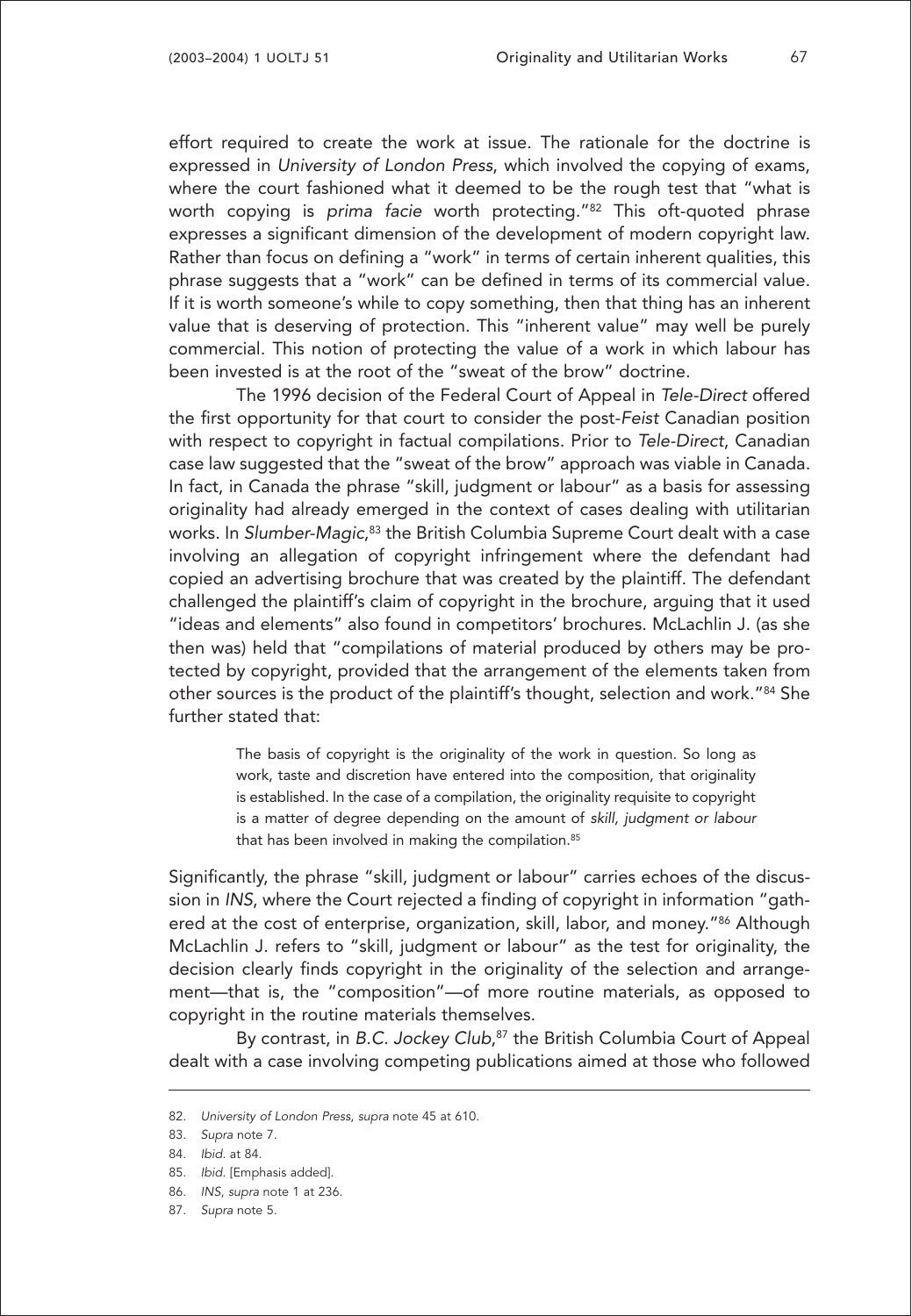effort required to create the work at issue. The rationale for the doctrine is expressed in *University of London Press*, which involved the copying of exams, where the court fashioned what it deemed to be the rough test that "what is worth copying is *prima facie* worth protecting."[82] This oft-quoted phrase expresses a significant dimension of the development of modern copyright law. Rather than focus on defining a "work" in terms of certain inherent qualities, this phrase suggests that a "work" can be defined in terms of its commercial value. If it is worth someone's while to copy something, then that thing has an inherent value that is deserving of protection. This "inherent value" may well be purely commercial. This notion of protecting the value of a work in which labour has been invested is at the root of the "sweat of the brow" doctrine.

The 1996 decision of the Federal Court of Appeal in *Tele-Direct* offered the first opportunity for that court to consider the post-*Feist* Canadian position with respect to copyright in factual compilations. Prior to *Tele-Direct*, Canadian case law suggested that the "sweat of the brow" approach was viable in Canada. In fact, in Canada the phrase "skill, judgment or labour" as a basis for assessing originality had already emerged in the context of cases dealing with utilitarian works. In *Slumber-Magic*,[83] the British Columbia Supreme Court dealt with a case involving an allegation of copyright infringement where the defendant had copied an advertising brochure that was created by the plaintiff. The defendant challenged the plaintiff's claim of copyright in the brochure, arguing that it used "ideas and elements" also found in competitors' brochures. McLachlin J. (as she then was) held that "compilations of material produced by others may be protected by copyright, provided that the arrangement of the elements taken from other sources is the product of the plaintiff's thought, selection and work."[84] She further stated that:

> The basis of copyright is the originality of the work in question. So long as work, taste and discretion have entered into the composition, that originality is established. In the case of a compilation, the originality requisite to copyright is a matter of degree depending on the amount of *skill, judgment or labour* that has been involved in making the compilation.[85]

Significantly, the phrase "skill, judgment or labour" carries echoes of the discussion in *INS*, where the Court rejected a finding of copyright in information "gathered at the cost of enterprise, organization, skill, labor, and money."[86] Although McLachlin J. refers to "skill, judgment or labour" as the test for originality, the decision clearly finds copyright in the originality of the selection and arrangement—that is, the "composition"—of more routine materials, as opposed to copyright in the routine materials themselves.

By contrast, in *B.C. Jockey Club*,[87] the British Columbia Court of Appeal dealt with a case involving competing publications aimed at those who followed

---

82. *University of London Press*, *supra* note 45 at 610.

83. *Supra* note 7.

84. *Ibid*. at 84.

85. *Ibid*. [Emphasis added].

86. *INS*, *supra* note 1 at 236.

87. *Supra* note 5.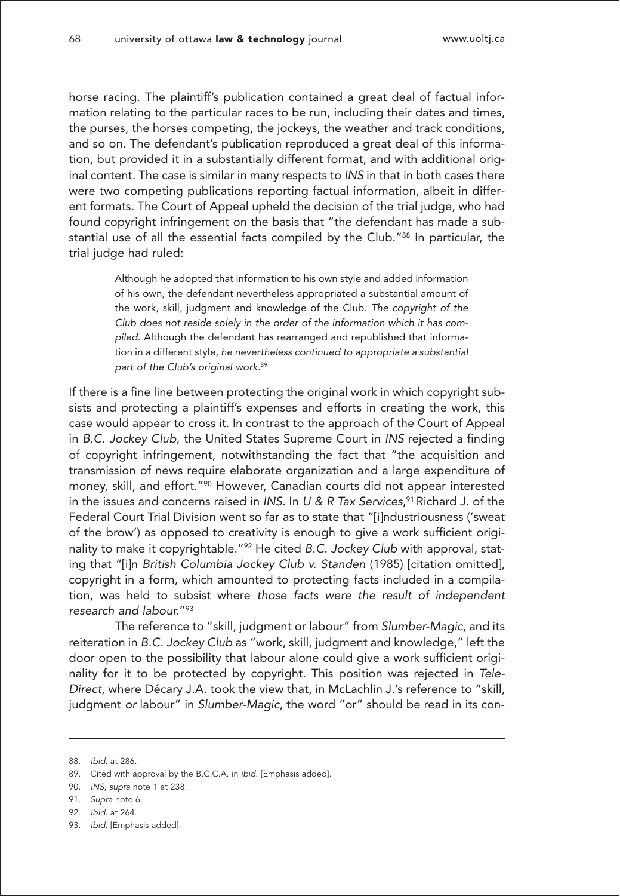horse racing. The plaintiff's publication contained a great deal of factual information relating to the particular races to be run, including their dates and times, the purses, the horses competing, the jockeys, the weather and track conditions, and so on. The defendant's publication reproduced a great deal of this information, but provided it in a substantially different format, and with additional original content. The case is similar in many respects to *INS* in that in both cases there were two competing publications reporting factual information, albeit in different formats. The Court of Appeal upheld the decision of the trial judge, who had found copyright infringement on the basis that "the defendant has made a substantial use of all the essential facts compiled by the Club."[88] In particular, the trial judge had ruled:

> Although he adopted that information to his own style and added information of his own, the defendant nevertheless appropriated a substantial amount of the work, skill, judgment and knowledge of the Club. *The copyright of the Club does not reside solely in the order of the information which it has compiled*. Although the defendant has rearranged and republished that information in a different style, *he nevertheless continued to appropriate a substantial part of the Club's original work*.[89]

If there is a fine line between protecting the original work in which copyright subsists and protecting a plaintiff's expenses and efforts in creating the work, this case would appear to cross it. In contrast to the approach of the Court of Appeal in *B.C. Jockey Club*, the United States Supreme Court in *INS* rejected a finding of copyright infringement, notwithstanding the fact that "the acquisition and transmission of news require elaborate organization and a large expenditure of money, skill, and effort."[90] However, Canadian courts did not appear interested in the issues and concerns raised in *INS*. In *U & R Tax Services*,[91] Richard J. of the Federal Court Trial Division went so far as to state that "[i]ndustriousness ('sweat of the brow') as opposed to creativity is enough to give a work sufficient originality to make it copyrightable."[92] He cited *B.C. Jockey Club* with approval, stating that "[i]n *British Columbia Jockey Club v. Standen* (1985) [citation omitted], copyright in a form, which amounted to protecting facts included in a compilation, was held to subsist where *those facts were the result of independent research and labour*."[93]

The reference to "skill, judgment or labour" from *Slumber-Magic*, and its reiteration in *B.C. Jockey Club* as "work, skill, judgment and knowledge," left the door open to the possibility that labour alone could give a work sufficient originality for it to be protected by copyright. This position was rejected in *Tele-Direct*, where Décary J.A. took the view that, in McLachlin J.'s reference to "skill, judgment *or* labour" in *Slumber-Magic*, the word "or" should be read in its con-

---

88. *Ibid.* at 286.
89. Cited with approval by the B.C.C.A. in *ibid.* [Emphasis added].
90. *INS*, *supra* note 1 at 238.
91. *Supra* note 6.
92. *Ibid.* at 264.
93. *Ibid.* [Emphasis added].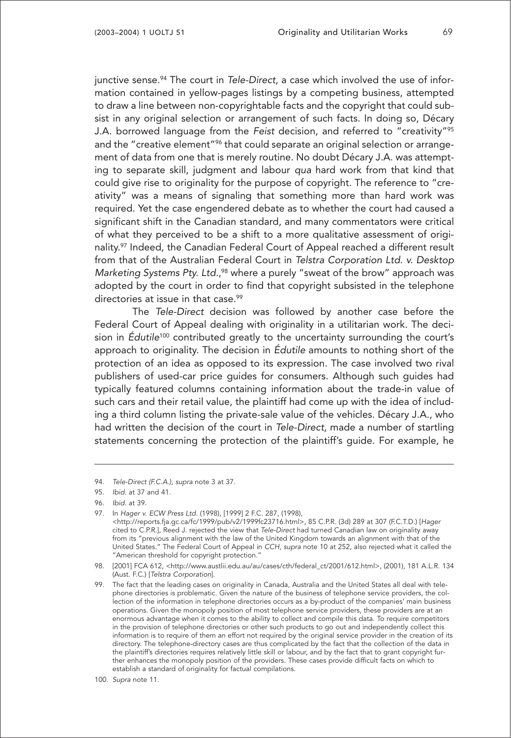junctive sense.[94] The court in *Tele-Direct*, a case which involved the use of information contained in yellow-pages listings by a competing business, attempted to draw a line between non-copyrightable facts and the copyright that could subsist in any original selection or arrangement of such facts. In doing so, Décary J.A. borrowed language from the *Feist* decision, and referred to "creativity"[95] and the "creative element"[96] that could separate an original selection or arrangement of data from one that is merely routine. No doubt Décary J.A. was attempting to separate skill, judgment and labour *qua* hard work from that kind that could give rise to originality for the purpose of copyright. The reference to "creativity" was a means of signaling that something more than hard work was required. Yet the case engendered debate as to whether the court had caused a significant shift in the Canadian standard, and many commentators were critical of what they perceived to be a shift to a more qualitative assessment of originality.[97] Indeed, the Canadian Federal Court of Appeal reached a different result from that of the Australian Federal Court in *Telstra Corporation Ltd. v. Desktop Marketing Systems Pty. Ltd.*,[98] where a purely "sweat of the brow" approach was adopted by the court in order to find that copyright subsisted in the telephone directories at issue in that case.[99]

The *Tele-Direct* decision was followed by another case before the Federal Court of Appeal dealing with originality in a utilitarian work. The decision in *Édutile*[100] contributed greatly to the uncertainty surrounding the court's approach to originality. The decision in *Édutile* amounts to nothing short of the protection of an idea as opposed to its expression. The case involved two rival publishers of used-car price guides for consumers. Although such guides had typically featured columns containing information about the trade-in value of such cars and their retail value, the plaintiff had come up with the idea of including a third column listing the private-sale value of the vehicles. Décary J.A., who had written the decision of the court in *Tele-Direct*, made a number of startling statements concerning the protection of the plaintiff's guide. For example, he

---

94. *Tele-Direct (F.C.A.)*, *supra* note 3 at 37.

95. *Ibid.* at 37 and 41.

96. *Ibid.* at 39.

97. In *Hager v. ECW Press Ltd.* (1998), [1999] 2 F.C. 287, (1998), <http://reports.fja.gc.ca/fc/1999/pub/v2/1999fc23716.html>, 85 C.P.R. (3d) 289 at 307 (F.C.T.D.) [*Hager* cited to C.P.R.], Reed J. rejected the view that *Tele-Direct* had turned Canadian law on originality away from its "previous alignment with the law of the United Kingdom towards an alignment with that of the United States." The Federal Court of Appeal in *CCH*, *supra* note 10 at 252, also rejected what it called the "American threshold for copyright protection."

98. [2001] FCA 612, <http://www.austlii.edu.au/au/cases/cth/federal_ct/2001/612.html>, (2001), 181 A.L.R. 134 (Aust. F.C.) [*Telstra Corporation*].

99. The fact that the leading cases on originality in Canada, Australia and the United States all deal with telephone directories is problematic. Given the nature of the business of telephone service providers, the collection of the information in telephone directories occurs as a by-product of the companies' main business operations. Given the monopoly position of most telephone service providers, these providers are at an enormous advantage when it comes to the ability to collect and compile this data. To require competitors in the provision of telephone directories or other such products to go out and independently collect this information is to require of them an effort not required by the original service provider in the creation of its directory. The telephone-directory cases are thus complicated by the fact that the collection of the data in the plaintiff's directories requires relatively little skill or labour, and by the fact that to grant copyright further enhances the monopoly position of the providers. These cases provide difficult facts on which to establish a standard of originality for factual compilations.

100. *Supra* note 11.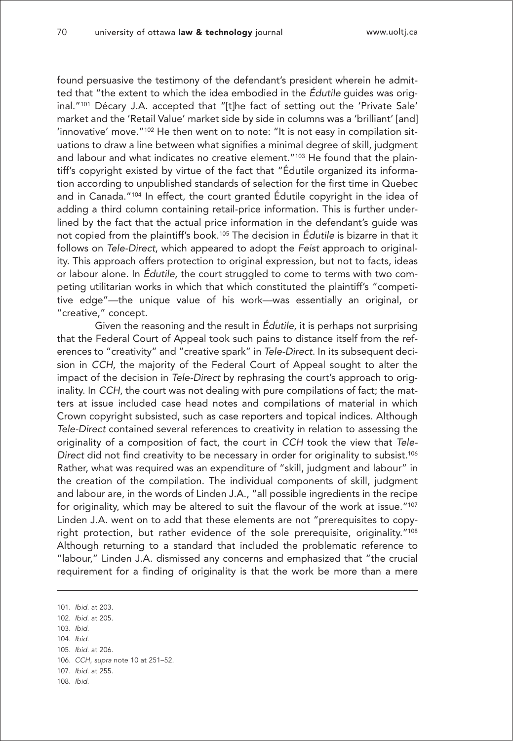found persuasive the testimony of the defendant's president wherein he admitted that "the extent to which the idea embodied in the *Édutile* guides was original."[101] Décary J.A. accepted that "[t]he fact of setting out the 'Private Sale' market and the 'Retail Value' market side by side in columns was a 'brilliant' [and] 'innovative' move."[102] He then went on to note: "It is not easy in compilation situations to draw a line between what signifies a minimal degree of skill, judgment and labour and what indicates no creative element."[103] He found that the plaintiff's copyright existed by virtue of the fact that "Édutile organized its information according to unpublished standards of selection for the first time in Quebec and in Canada."[104] In effect, the court granted Édutile copyright in the idea of adding a third column containing retail-price information. This is further underlined by the fact that the actual price information in the defendant's guide was not copied from the plaintiff's book.[105] The decision in *Édutile* is bizarre in that it follows on *Tele-Direct*, which appeared to adopt the *Feist* approach to originality. This approach offers protection to original expression, but not to facts, ideas or labour alone. In *Édutile*, the court struggled to come to terms with two competing utilitarian works in which that which constituted the plaintiff's "competitive edge"—the unique value of his work—was essentially an original, or "creative," concept.

Given the reasoning and the result in *Édutile*, it is perhaps not surprising that the Federal Court of Appeal took such pains to distance itself from the references to "creativity" and "creative spark" in *Tele-Direct*. In its subsequent decision in *CCH*, the majority of the Federal Court of Appeal sought to alter the impact of the decision in *Tele-Direct* by rephrasing the court's approach to originality. In *CCH*, the court was not dealing with pure compilations of fact; the matters at issue included case head notes and compilations of material in which Crown copyright subsisted, such as case reporters and topical indices. Although *Tele-Direct* contained several references to creativity in relation to assessing the originality of a composition of fact, the court in *CCH* took the view that *Tele-Direct* did not find creativity to be necessary in order for originality to subsist.[106] Rather, what was required was an expenditure of "skill, judgment and labour" in the creation of the compilation. The individual components of skill, judgment and labour are, in the words of Linden J.A., "all possible ingredients in the recipe for originality, which may be altered to suit the flavour of the work at issue."[107] Linden J.A. went on to add that these elements are not "prerequisites to copyright protection, but rather evidence of the sole prerequisite, originality."[108] Although returning to a standard that included the problematic reference to "labour," Linden J.A. dismissed any concerns and emphasized that "the crucial requirement for a finding of originality is that the work be more than a mere

---

101. *Ibid.* at 203.
102. *Ibid.* at 205.
103. *Ibid.*
104. *Ibid.*
105. *Ibid.* at 206.
106. *CCH*, *supra* note 10 at 251–52.
107. *Ibid.* at 255.
108. *Ibid.*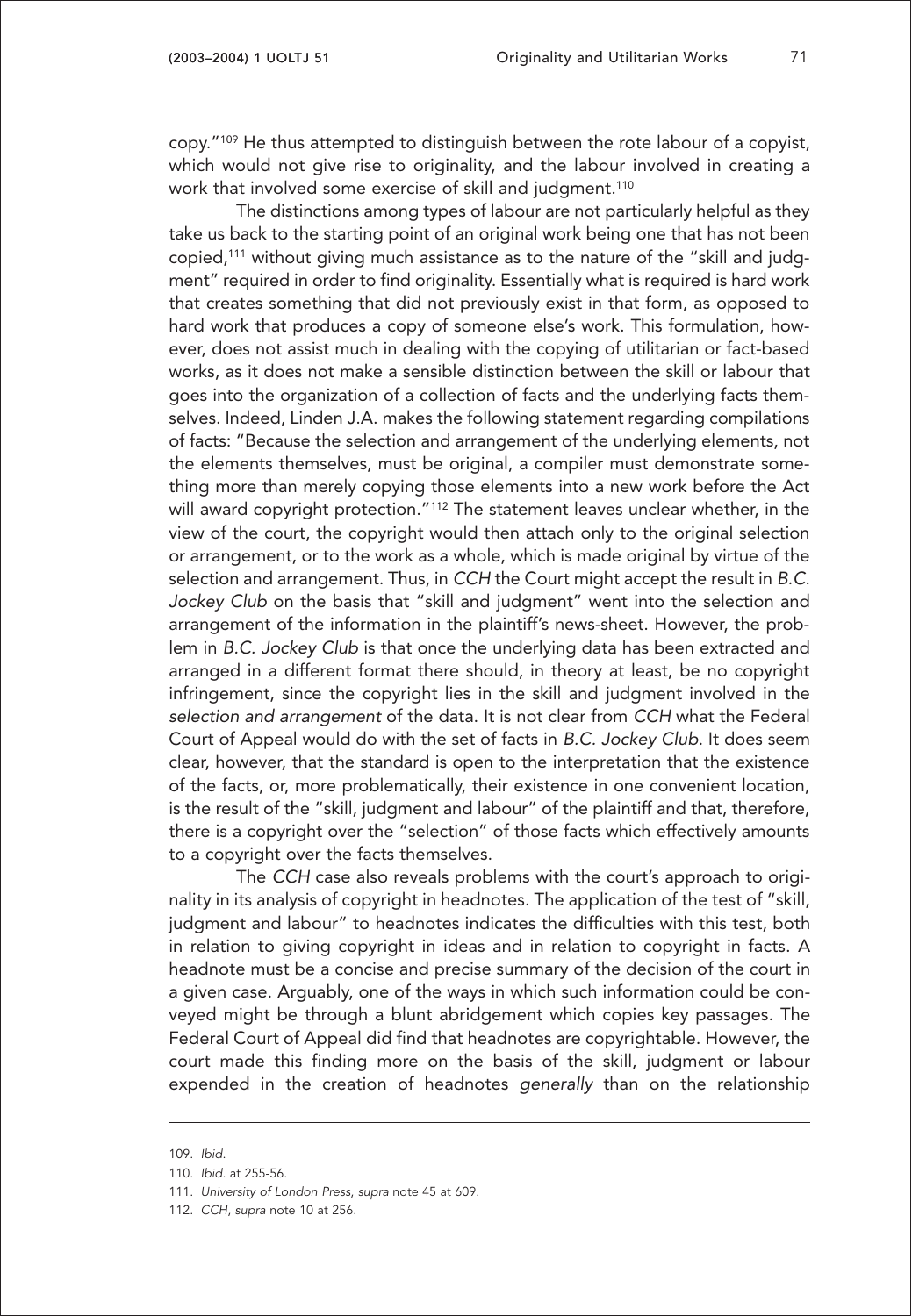copy."[109] He thus attempted to distinguish between the rote labour of a copyist, which would not give rise to originality, and the labour involved in creating a work that involved some exercise of skill and judgment.[110]

The distinctions among types of labour are not particularly helpful as they take us back to the starting point of an original work being one that has not been copied,[111] without giving much assistance as to the nature of the "skill and judgment" required in order to find originality. Essentially what is required is hard work that creates something that did not previously exist in that form, as opposed to hard work that produces a copy of someone else's work. This formulation, however, does not assist much in dealing with the copying of utilitarian or fact-based works, as it does not make a sensible distinction between the skill or labour that goes into the organization of a collection of facts and the underlying facts themselves. Indeed, Linden J.A. makes the following statement regarding compilations of facts: "Because the selection and arrangement of the underlying elements, not the elements themselves, must be original, a compiler must demonstrate something more than merely copying those elements into a new work before the Act will award copyright protection."[112] The statement leaves unclear whether, in the view of the court, the copyright would then attach only to the original selection or arrangement, or to the work as a whole, which is made original by virtue of the selection and arrangement. Thus, in *CCH* the Court might accept the result in *B.C. Jockey Club* on the basis that "skill and judgment" went into the selection and arrangement of the information in the plaintiff's news-sheet. However, the problem in *B.C. Jockey Club* is that once the underlying data has been extracted and arranged in a different format there should, in theory at least, be no copyright infringement, since the copyright lies in the skill and judgment involved in the *selection and arrangement* of the data. It is not clear from *CCH* what the Federal Court of Appeal would do with the set of facts in *B.C. Jockey Club*. It does seem clear, however, that the standard is open to the interpretation that the existence of the facts, or, more problematically, their existence in one convenient location, is the result of the "skill, judgment and labour" of the plaintiff and that, therefore, there is a copyright over the "selection" of those facts which effectively amounts to a copyright over the facts themselves.

The *CCH* case also reveals problems with the court's approach to originality in its analysis of copyright in headnotes. The application of the test of "skill, judgment and labour" to headnotes indicates the difficulties with this test, both in relation to giving copyright in ideas and in relation to copyright in facts. A headnote must be a concise and precise summary of the decision of the court in a given case. Arguably, one of the ways in which such information could be conveyed might be through a blunt abridgement which copies key passages. The Federal Court of Appeal did find that headnotes are copyrightable. However, the court made this finding more on the basis of the skill, judgment or labour expended in the creation of headnotes *generally* than on the relationship

---

109. *Ibid.*

110. *Ibid.* at 255-56.

111. *University of London Press*, *supra* note 45 at 609.

112. *CCH*, *supra* note 10 at 256.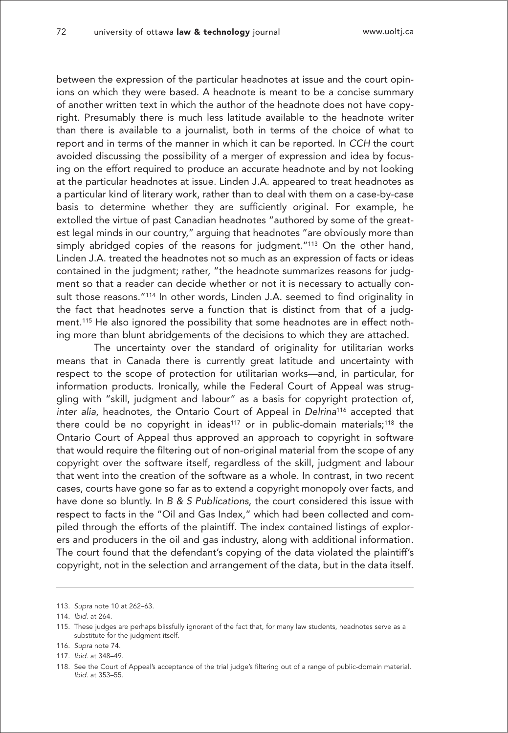between the expression of the particular headnotes at issue and the court opinions on which they were based. A headnote is meant to be a concise summary of another written text in which the author of the headnote does not have copyright. Presumably there is much less latitude available to the headnote writer than there is available to a journalist, both in terms of the choice of what to report and in terms of the manner in which it can be reported. In *CCH* the court avoided discussing the possibility of a merger of expression and idea by focusing on the effort required to produce an accurate headnote and by not looking at the particular headnotes at issue. Linden J.A. appeared to treat headnotes as a particular kind of literary work, rather than to deal with them on a case-by-case basis to determine whether they are sufficiently original. For example, he extolled the virtue of past Canadian headnotes "authored by some of the greatest legal minds in our country," arguing that headnotes "are obviously more than simply abridged copies of the reasons for judgment."[113] On the other hand, Linden J.A. treated the headnotes not so much as an expression of facts or ideas contained in the judgment; rather, "the headnote summarizes reasons for judgment so that a reader can decide whether or not it is necessary to actually consult those reasons."[114] In other words, Linden J.A. seemed to find originality in the fact that headnotes serve a function that is distinct from that of a judgment.[115] He also ignored the possibility that some headnotes are in effect nothing more than blunt abridgements of the decisions to which they are attached.

The uncertainty over the standard of originality for utilitarian works means that in Canada there is currently great latitude and uncertainty with respect to the scope of protection for utilitarian works—and, in particular, for information products. Ironically, while the Federal Court of Appeal was struggling with "skill, judgment and labour" as a basis for copyright protection of, *inter alia*, headnotes, the Ontario Court of Appeal in *Delrina*[116] accepted that there could be no copyright in ideas[117] or in public-domain materials;[118] the Ontario Court of Appeal thus approved an approach to copyright in software that would require the filtering out of non-original material from the scope of any copyright over the software itself, regardless of the skill, judgment and labour that went into the creation of the software as a whole. In contrast, in two recent cases, courts have gone so far as to extend a copyright monopoly over facts, and have done so bluntly. In *B & S Publications*, the court considered this issue with respect to facts in the "Oil and Gas Index," which had been collected and compiled through the efforts of the plaintiff. The index contained listings of explorers and producers in the oil and gas industry, along with additional information. The court found that the defendant's copying of the data violated the plaintiff's copyright, not in the selection and arrangement of the data, but in the data itself.

---

113. *Supra* note 10 at 262–63.

114. *Ibid.* at 264.

115. These judges are perhaps blissfully ignorant of the fact that, for many law students, headnotes serve as a substitute for the judgment itself.

116. *Supra* note 74.

117. *Ibid.* at 348–49.

118. See the Court of Appeal's acceptance of the trial judge's filtering out of a range of public-domain material. *Ibid.* at 353–55.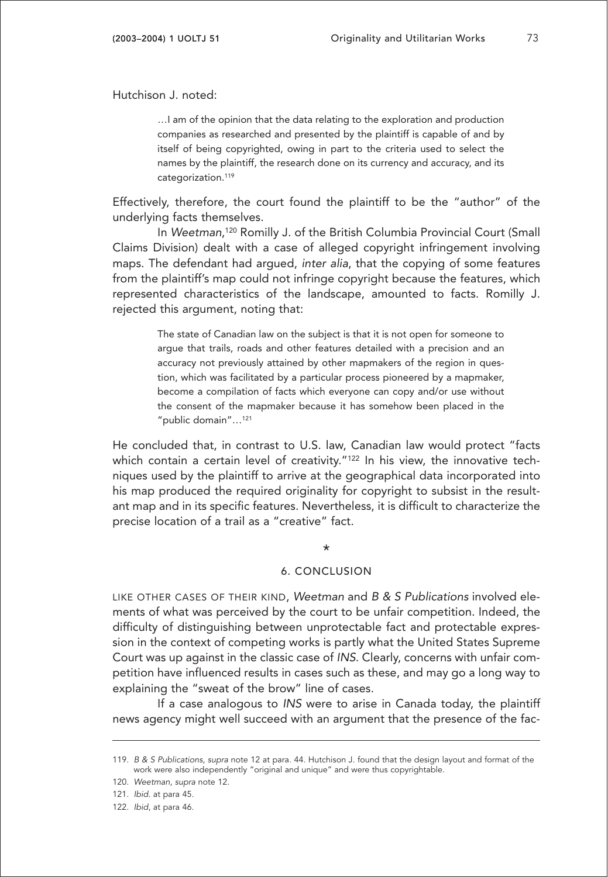Hutchison J. noted:

> …I am of the opinion that the data relating to the exploration and production companies as researched and presented by the plaintiff is capable of and by itself of being copyrighted, owing in part to the criteria used to select the names by the plaintiff, the research done on its currency and accuracy, and its categorization.[119]

Effectively, therefore, the court found the plaintiff to be the "author" of the underlying facts themselves.

In *Weetman*,[120] Romilly J. of the British Columbia Provincial Court (Small Claims Division) dealt with a case of alleged copyright infringement involving maps. The defendant had argued, *inter alia*, that the copying of some features from the plaintiff's map could not infringe copyright because the features, which represented characteristics of the landscape, amounted to facts. Romilly J. rejected this argument, noting that:

> The state of Canadian law on the subject is that it is not open for someone to argue that trails, roads and other features detailed with a precision and an accuracy not previously attained by other mapmakers of the region in question, which was facilitated by a particular process pioneered by a mapmaker, become a compilation of facts which everyone can copy and/or use without the consent of the mapmaker because it has somehow been placed in the "public domain"…[121]

He concluded that, in contrast to U.S. law, Canadian law would protect "facts which contain a certain level of creativity."[122] In his view, the innovative techniques used by the plaintiff to arrive at the geographical data incorporated into his map produced the required originality for copyright to subsist in the resultant map and in its specific features. Nevertheless, it is difficult to characterize the precise location of a trail as a "creative" fact.

*

## 6. CONCLUSION

LIKE OTHER CASES OF THEIR KIND, *Weetman* and *B & S Publications* involved elements of what was perceived by the court to be unfair competition. Indeed, the difficulty of distinguishing between unprotectable fact and protectable expression in the context of competing works is partly what the United States Supreme Court was up against in the classic case of *INS*. Clearly, concerns with unfair competition have influenced results in cases such as these, and may go a long way to explaining the "sweat of the brow" line of cases.

If a case analogous to *INS* were to arise in Canada today, the plaintiff news agency might well succeed with an argument that the presence of the fac-

---

119. *B & S Publications*, *supra* note 12 at para. 44. Hutchison J. found that the design layout and format of the work were also independently "original and unique" and were thus copyrightable.

120. *Weetman*, *supra* note 12.

121. *Ibid*. at para 45.

122. *Ibid*, at para 46.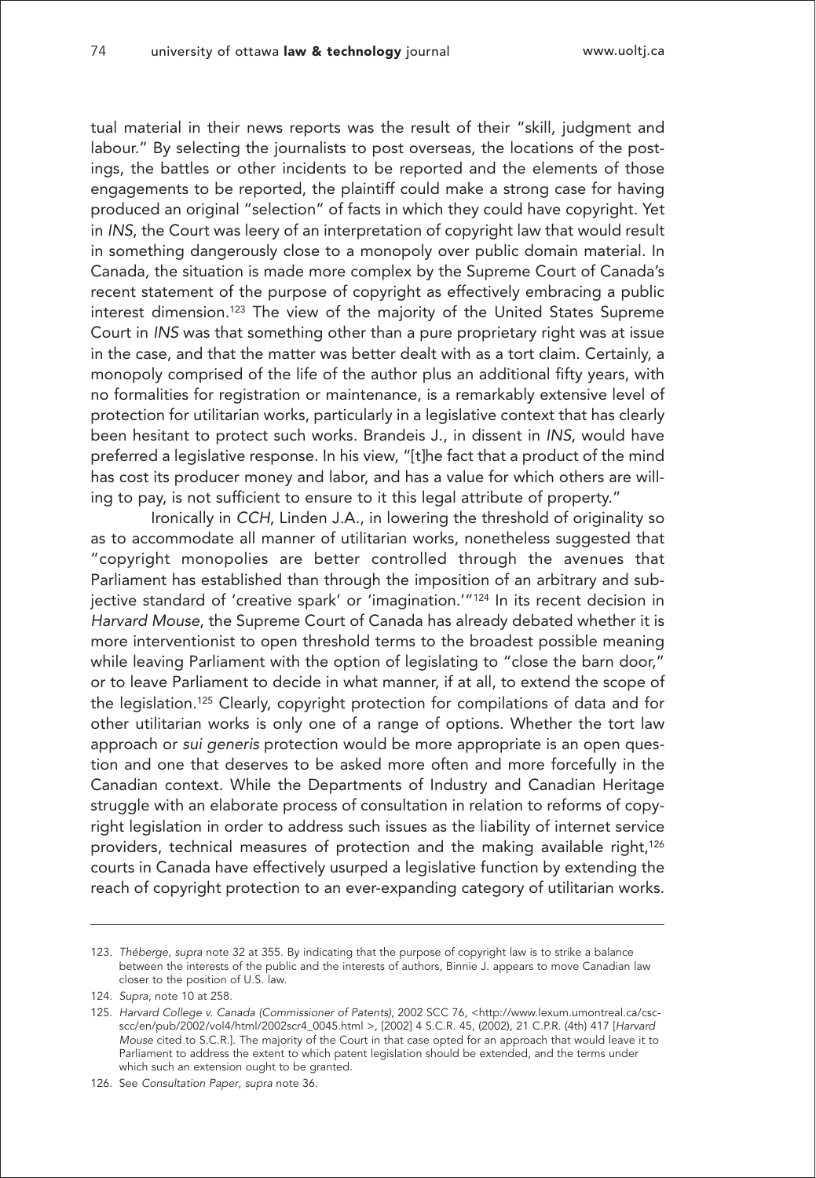tual material in their news reports was the result of their "skill, judgment and labour." By selecting the journalists to post overseas, the locations of the postings, the battles or other incidents to be reported and the elements of those engagements to be reported, the plaintiff could make a strong case for having produced an original "selection" of facts in which they could have copyright. Yet in *INS*, the Court was leery of an interpretation of copyright law that would result in something dangerously close to a monopoly over public domain material. In Canada, the situation is made more complex by the Supreme Court of Canada's recent statement of the purpose of copyright as effectively embracing a public interest dimension.[123] The view of the majority of the United States Supreme Court in *INS* was that something other than a pure proprietary right was at issue in the case, and that the matter was better dealt with as a tort claim. Certainly, a monopoly comprised of the life of the author plus an additional fifty years, with no formalities for registration or maintenance, is a remarkably extensive level of protection for utilitarian works, particularly in a legislative context that has clearly been hesitant to protect such works. Brandeis J., in dissent in *INS*, would have preferred a legislative response. In his view, "[t]he fact that a product of the mind has cost its producer money and labor, and has a value for which others are willing to pay, is not sufficient to ensure to it this legal attribute of property."

Ironically in *CCH*, Linden J.A., in lowering the threshold of originality so as to accommodate all manner of utilitarian works, nonetheless suggested that "copyright monopolies are better controlled through the avenues that Parliament has established than through the imposition of an arbitrary and subjective standard of 'creative spark' or 'imagination.'"[124] In its recent decision in *Harvard Mouse*, the Supreme Court of Canada has already debated whether it is more interventionist to open threshold terms to the broadest possible meaning while leaving Parliament with the option of legislating to "close the barn door," or to leave Parliament to decide in what manner, if at all, to extend the scope of the legislation.[125] Clearly, copyright protection for compilations of data and for other utilitarian works is only one of a range of options. Whether the tort law approach or *sui generis* protection would be more appropriate is an open question and one that deserves to be asked more often and more forcefully in the Canadian context. While the Departments of Industry and Canadian Heritage struggle with an elaborate process of consultation in relation to reforms of copyright legislation in order to address such issues as the liability of internet service providers, technical measures of protection and the making available right,[126] courts in Canada have effectively usurped a legislative function by extending the reach of copyright protection to an ever-expanding category of utilitarian works.

---

123. *Théberge*, *supra* note 32 at 355. By indicating that the purpose of copyright law is to strike a balance between the interests of the public and the interests of authors, Binnie J. appears to move Canadian law closer to the position of U.S. law.

124. *Supra*, note 10 at 258.

125. *Harvard College v. Canada (Commissioner of Patents)*, 2002 SCC 76, <http://www.lexum.umontreal.ca/csc-scc/en/pub/2002/vol4/html/2002scr4_0045.html >, [2002] 4 S.C.R. 45, (2002), 21 C.P.R. (4th) 417 [*Harvard Mouse* cited to S.C.R.]. The majority of the Court in that case opted for an approach that would leave it to Parliament to address the extent to which patent legislation should be extended, and the terms under which such an extension ought to be granted.

126. See *Consultation Paper*, *supra* note 36.